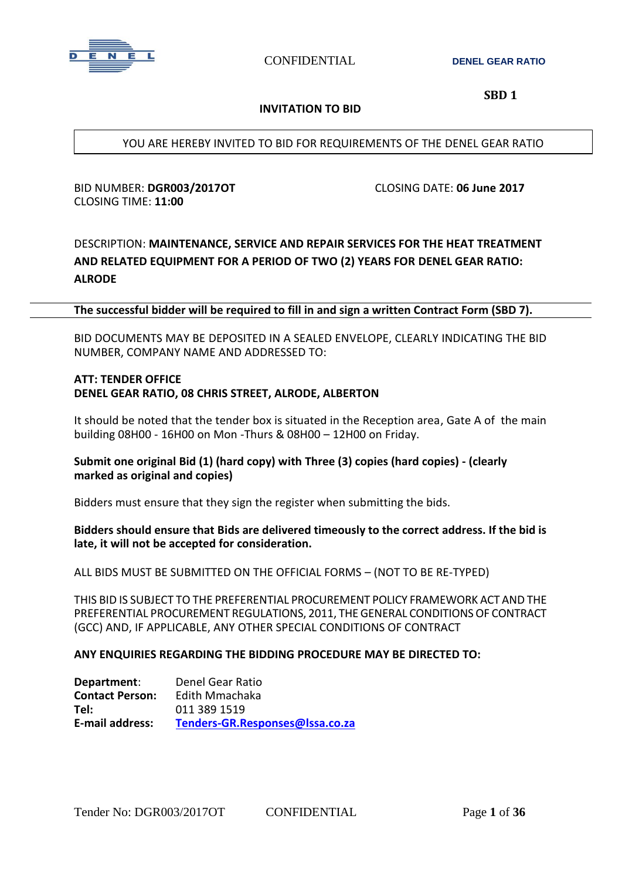CONFIDENTIAL

**DENEL GEAR RATIO**

**SBD 1**

## INVITATION TO BID

YOU ARE HEREBY INVITED TO BID FOR REQUIREMENTS OF THE DENEL GEAR RATIO

BID NUMBER: **DGR003/2017OT**
CLOSING DATE: **06 June 2017**
CLOSING TIME: **11:00**

DESCRIPTION: **MAINTENANCE, SERVICE AND REPAIR SERVICES FOR THE HEAT TREATMENT AND RELATED EQUIPMENT FOR A PERIOD OF TWO (2) YEARS FOR DENEL GEAR RATIO: ALRODE**

**The successful bidder will be required to fill in and sign a written Contract Form (SBD 7).**

BID DOCUMENTS MAY BE DEPOSITED IN A SEALED ENVELOPE, CLEARLY INDICATING THE BID NUMBER, COMPANY NAME AND ADDRESSED TO:

**ATT: TENDER OFFICE**
**DENEL GEAR RATIO, 08 CHRIS STREET, ALRODE, ALBERTON**

It should be noted that the tender box is situated in the Reception area, Gate A of the main building 08H00 - 16H00 on Mon -Thurs & 08H00 – 12H00 on Friday.

**Submit one original Bid (1) (hard copy) with Three (3) copies (hard copies) - (clearly marked as original and copies)**

Bidders must ensure that they sign the register when submitting the bids.

**Bidders should ensure that Bids are delivered timeously to the correct address. If the bid is late, it will not be accepted for consideration.**

ALL BIDS MUST BE SUBMITTED ON THE OFFICIAL FORMS – (NOT TO BE RE-TYPED)

THIS BID IS SUBJECT TO THE PREFERENTIAL PROCUREMENT POLICY FRAMEWORK ACT AND THE PREFERENTIAL PROCUREMENT REGULATIONS, 2011, THE GENERAL CONDITIONS OF CONTRACT (GCC) AND, IF APPLICABLE, ANY OTHER SPECIAL CONDITIONS OF CONTRACT

**ANY ENQUIRIES REGARDING THE BIDDING PROCEDURE MAY BE DIRECTED TO:**

**Department**: Denel Gear Ratio
**Contact Person:** Edith Mmachaka
**Tel:** 011 389 1519
**E-mail address:** Tenders-GR.Responses@lssa.co.za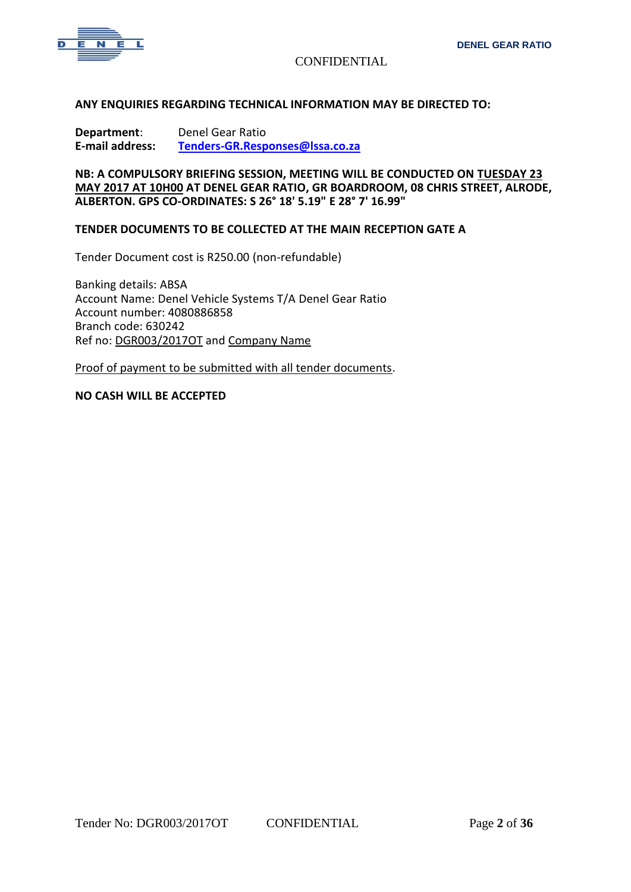**ANY ENQUIRIES REGARDING TECHNICAL INFORMATION MAY BE DIRECTED TO:**

**Department**: Denel Gear Ratio
**E-mail address:** **Tenders-GR.Responses@lssa.co.za**

**NB: A COMPULSORY BRIEFING SESSION, MEETING WILL BE CONDUCTED ON TUESDAY 23 MAY 2017 AT 10H00 AT DENEL GEAR RATIO, GR BOARDROOM, 08 CHRIS STREET, ALRODE, ALBERTON. GPS CO-ORDINATES: S 26° 18' 5.19" E 28° 7' 16.99"**

**TENDER DOCUMENTS TO BE COLLECTED AT THE MAIN RECEPTION GATE A**

Tender Document cost is R250.00 (non-refundable)

Banking details: ABSA
Account Name: Denel Vehicle Systems T/A Denel Gear Ratio
Account number: 4080886858
Branch code: 630242
Ref no: DGR003/2017OT and Company Name

Proof of payment to be submitted with all tender documents.

**NO CASH WILL BE ACCEPTED**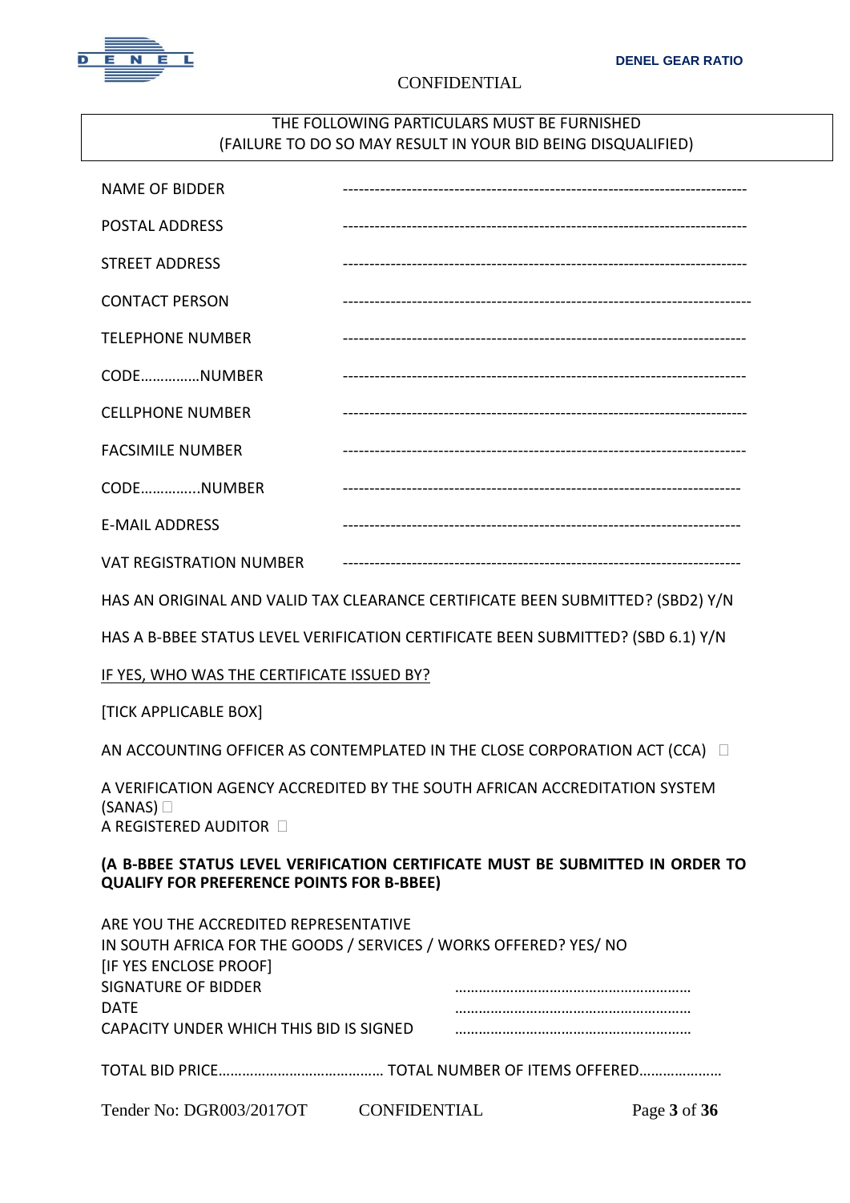THE FOLLOWING PARTICULARS MUST BE FURNISHED
(FAILURE TO DO SO MAY RESULT IN YOUR BID BEING DISQUALIFIED)

NAME OF BIDDER ---------------------------------------------------------------------------

POSTAL ADDRESS ---------------------------------------------------------------------------

STREET ADDRESS ---------------------------------------------------------------------------

CONTACT PERSON ---------------------------------------------------------------------------

TELEPHONE NUMBER ---------------------------------------------------------------------------

CODE……………NUMBER ---------------------------------------------------------------------------

CELLPHONE NUMBER ---------------------------------------------------------------------------

FACSIMILE NUMBER ---------------------------------------------------------------------------

CODE…………….NUMBER ---------------------------------------------------------------------------

E-MAIL ADDRESS ---------------------------------------------------------------------------

VAT REGISTRATION NUMBER ---------------------------------------------------------------------------

HAS AN ORIGINAL AND VALID TAX CLEARANCE CERTIFICATE BEEN SUBMITTED? (SBD2) Y/N

HAS A B-BBEE STATUS LEVEL VERIFICATION CERTIFICATE BEEN SUBMITTED? (SBD 6.1) Y/N

IF YES, WHO WAS THE CERTIFICATE ISSUED BY?

[TICK APPLICABLE BOX]

AN ACCOUNTING OFFICER AS CONTEMPLATED IN THE CLOSE CORPORATION ACT (CCA) ☐

A VERIFICATION AGENCY ACCREDITED BY THE SOUTH AFRICAN ACCREDITATION SYSTEM (SANAS) ☐

A REGISTERED AUDITOR ☐

**(A B-BBEE STATUS LEVEL VERIFICATION CERTIFICATE MUST BE SUBMITTED IN ORDER TO QUALIFY FOR PREFERENCE POINTS FOR B-BBEE)**

ARE YOU THE ACCREDITED REPRESENTATIVE
IN SOUTH AFRICA FOR THE GOODS / SERVICES / WORKS OFFERED? YES/ NO
[IF YES ENCLOSE PROOF]

SIGNATURE OF BIDDER ……………………………………………………

DATE ……………………………………………………

CAPACITY UNDER WHICH THIS BID IS SIGNED ……………………………………………………

TOTAL BID PRICE…………………………………… TOTAL NUMBER OF ITEMS OFFERED…………………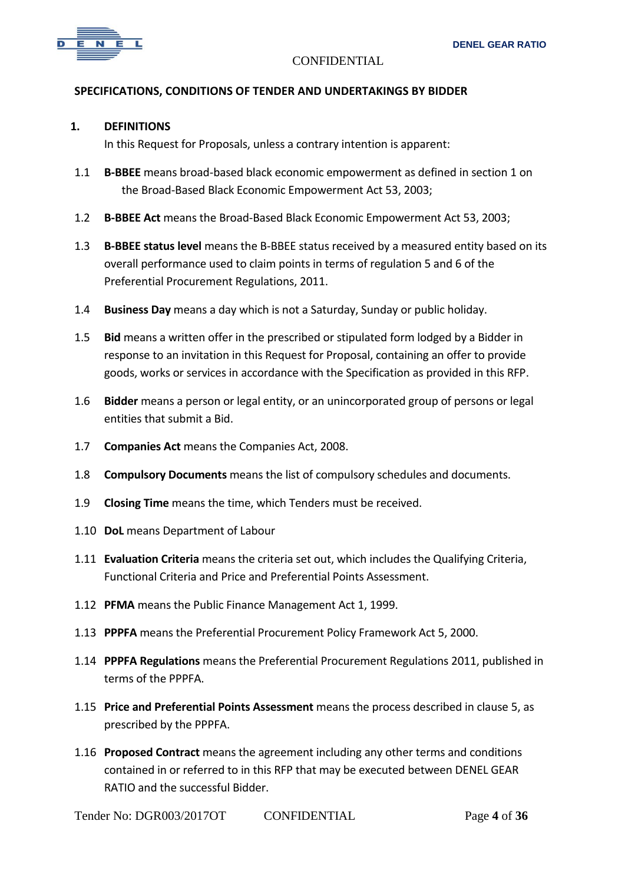## SPECIFICATIONS, CONDITIONS OF TENDER AND UNDERTAKINGS BY BIDDER

### 1. DEFINITIONS

In this Request for Proposals, unless a contrary intention is apparent:

1.1 **B-BBEE** means broad-based black economic empowerment as defined in section 1 on the Broad-Based Black Economic Empowerment Act 53, 2003;

1.2 **B-BBEE Act** means the Broad-Based Black Economic Empowerment Act 53, 2003;

1.3 **B-BBEE status level** means the B-BBEE status received by a measured entity based on its overall performance used to claim points in terms of regulation 5 and 6 of the Preferential Procurement Regulations, 2011.

1.4 **Business Day** means a day which is not a Saturday, Sunday or public holiday.

1.5 **Bid** means a written offer in the prescribed or stipulated form lodged by a Bidder in response to an invitation in this Request for Proposal, containing an offer to provide goods, works or services in accordance with the Specification as provided in this RFP.

1.6 **Bidder** means a person or legal entity, or an unincorporated group of persons or legal entities that submit a Bid.

1.7 **Companies Act** means the Companies Act, 2008.

1.8 **Compulsory Documents** means the list of compulsory schedules and documents.

1.9 **Closing Time** means the time, which Tenders must be received.

1.10 **DoL** means Department of Labour

1.11 **Evaluation Criteria** means the criteria set out, which includes the Qualifying Criteria, Functional Criteria and Price and Preferential Points Assessment.

1.12 **PFMA** means the Public Finance Management Act 1, 1999.

1.13 **PPPFA** means the Preferential Procurement Policy Framework Act 5, 2000.

1.14 **PPPFA Regulations** means the Preferential Procurement Regulations 2011, published in terms of the PPPFA.

1.15 **Price and Preferential Points Assessment** means the process described in clause 5, as prescribed by the PPPFA.

1.16 **Proposed Contract** means the agreement including any other terms and conditions contained in or referred to in this RFP that may be executed between DENEL GEAR RATIO and the successful Bidder.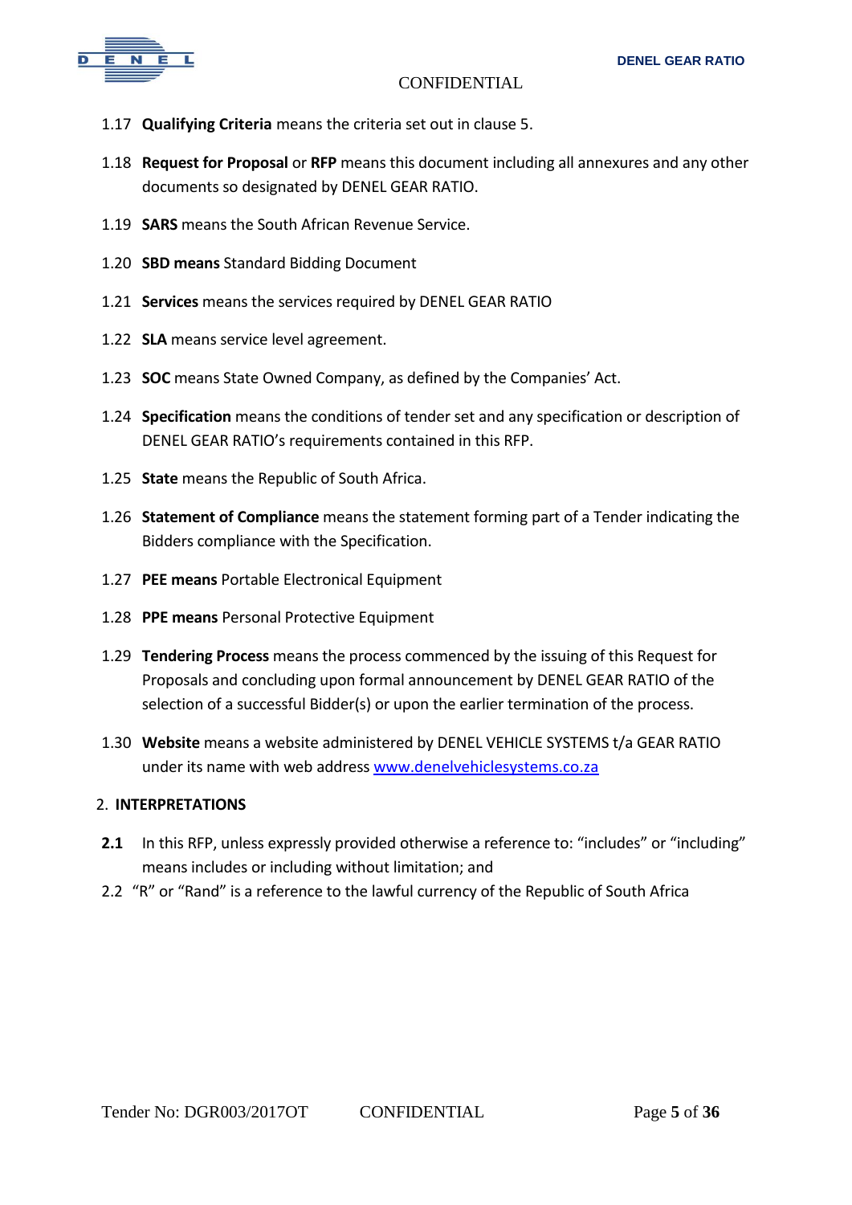1.17 **Qualifying Criteria** means the criteria set out in clause 5.

1.18 **Request for Proposal** or **RFP** means this document including all annexures and any other documents so designated by DENEL GEAR RATIO.

1.19 **SARS** means the South African Revenue Service.

1.20 **SBD means** Standard Bidding Document

1.21 **Services** means the services required by DENEL GEAR RATIO

1.22 **SLA** means service level agreement.

1.23 **SOC** means State Owned Company, as defined by the Companies' Act.

1.24 **Specification** means the conditions of tender set and any specification or description of DENEL GEAR RATIO's requirements contained in this RFP.

1.25 **State** means the Republic of South Africa.

1.26 **Statement of Compliance** means the statement forming part of a Tender indicating the Bidders compliance with the Specification.

1.27 **PEE means** Portable Electronical Equipment

1.28 **PPE means** Personal Protective Equipment

1.29 **Tendering Process** means the process commenced by the issuing of this Request for Proposals and concluding upon formal announcement by DENEL GEAR RATIO of the selection of a successful Bidder(s) or upon the earlier termination of the process.

1.30 **Website** means a website administered by DENEL VEHICLE SYSTEMS t/a GEAR RATIO under its name with web address [www.denelvehiclesystems.co.za](http://www.denelvehiclesystems.co.za)

## 2. INTERPRETATIONS

**2.1** In this RFP, unless expressly provided otherwise a reference to: "includes" or "including" means includes or including without limitation; and

2.2 "R" or "Rand" is a reference to the lawful currency of the Republic of South Africa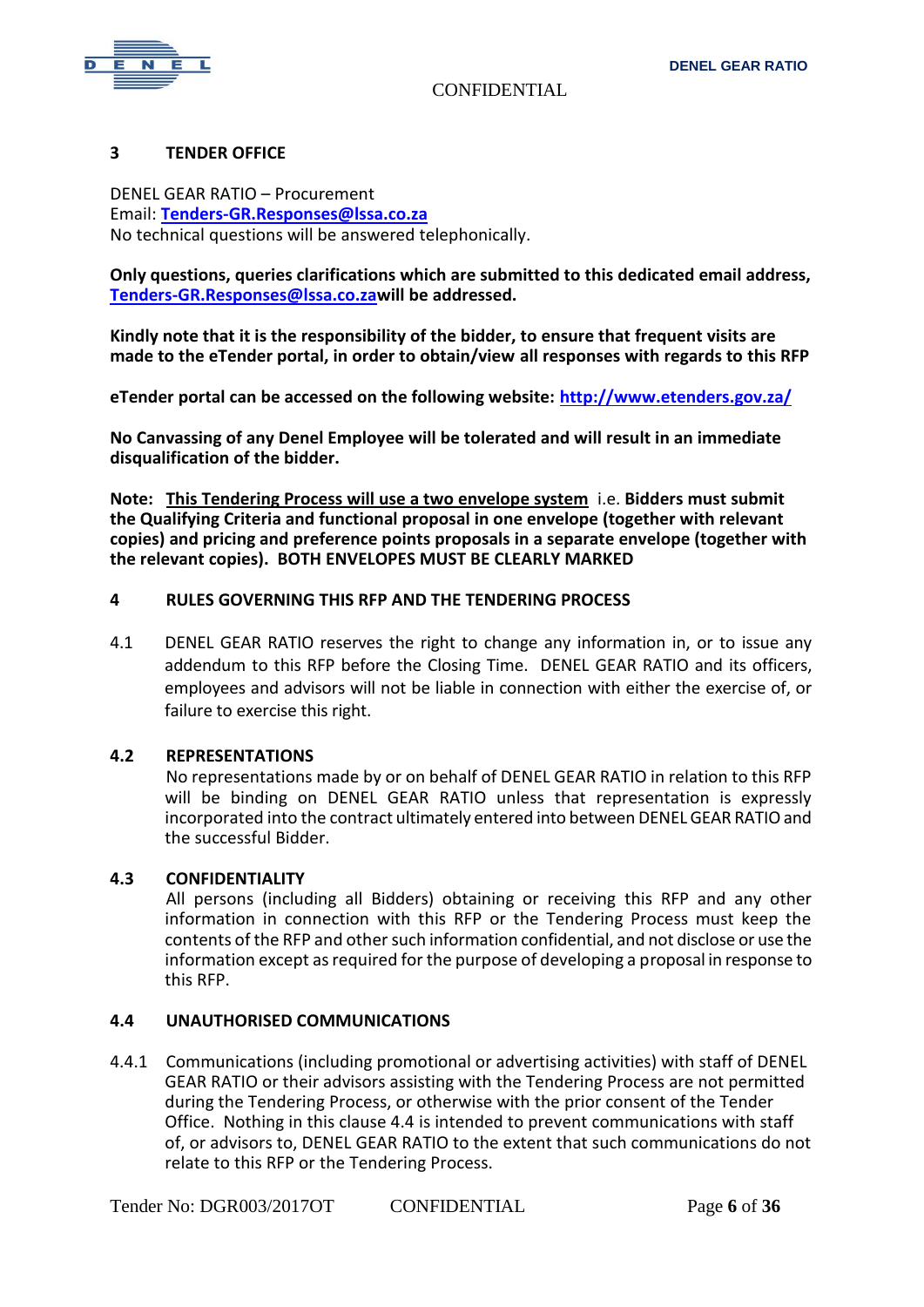## 3 TENDER OFFICE

DENEL GEAR RATIO – Procurement
Email: **Tenders-GR.Responses@lssa.co.za**
No technical questions will be answered telephonically.

**Only questions, queries clarifications which are submitted to this dedicated email address, Tenders-GR.Responses@lssa.co.zawill be addressed.**

**Kindly note that it is the responsibility of the bidder, to ensure that frequent visits are made to the eTender portal, in order to obtain/view all responses with regards to this RFP**

**eTender portal can be accessed on the following website: http://www.etenders.gov.za/**

**No Canvassing of any Denel Employee will be tolerated and will result in an immediate disqualification of the bidder.**

**Note: This Tendering Process will use a two envelope system** i.e. **Bidders must submit the Qualifying Criteria and functional proposal in one envelope (together with relevant copies) and pricing and preference points proposals in a separate envelope (together with the relevant copies). BOTH ENVELOPES MUST BE CLEARLY MARKED**

## 4 RULES GOVERNING THIS RFP AND THE TENDERING PROCESS

4.1 DENEL GEAR RATIO reserves the right to change any information in, or to issue any addendum to this RFP before the Closing Time. DENEL GEAR RATIO and its officers, employees and advisors will not be liable in connection with either the exercise of, or failure to exercise this right.

### 4.2 REPRESENTATIONS

No representations made by or on behalf of DENEL GEAR RATIO in relation to this RFP will be binding on DENEL GEAR RATIO unless that representation is expressly incorporated into the contract ultimately entered into between DENEL GEAR RATIO and the successful Bidder.

### 4.3 CONFIDENTIALITY

All persons (including all Bidders) obtaining or receiving this RFP and any other information in connection with this RFP or the Tendering Process must keep the contents of the RFP and other such information confidential, and not disclose or use the information except as required for the purpose of developing a proposal in response to this RFP.

### 4.4 UNAUTHORISED COMMUNICATIONS

4.4.1 Communications (including promotional or advertising activities) with staff of DENEL GEAR RATIO or their advisors assisting with the Tendering Process are not permitted during the Tendering Process, or otherwise with the prior consent of the Tender Office. Nothing in this clause 4.4 is intended to prevent communications with staff of, or advisors to, DENEL GEAR RATIO to the extent that such communications do not relate to this RFP or the Tendering Process.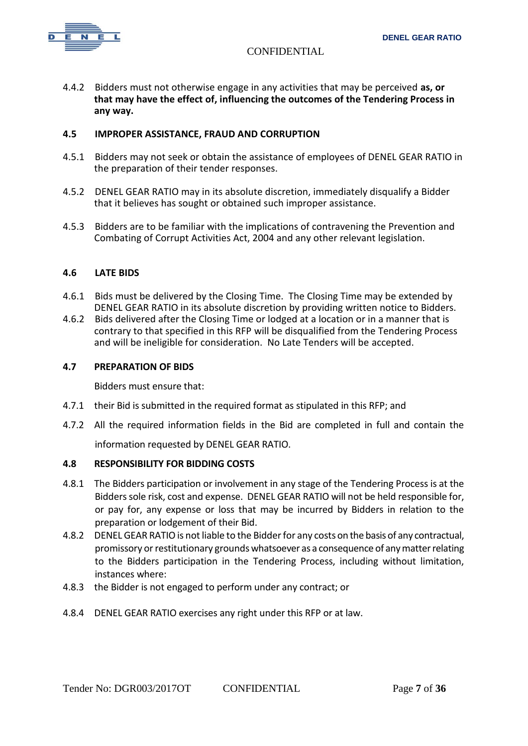4.4.2 Bidders must not otherwise engage in any activities that may be perceived **as, or that may have the effect of, influencing the outcomes of the Tendering Process in any way.**

### 4.5 IMPROPER ASSISTANCE, FRAUD AND CORRUPTION

4.5.1 Bidders may not seek or obtain the assistance of employees of DENEL GEAR RATIO in the preparation of their tender responses.

4.5.2 DENEL GEAR RATIO may in its absolute discretion, immediately disqualify a Bidder that it believes has sought or obtained such improper assistance.

4.5.3 Bidders are to be familiar with the implications of contravening the Prevention and Combating of Corrupt Activities Act, 2004 and any other relevant legislation.

### 4.6 LATE BIDS

4.6.1 Bids must be delivered by the Closing Time. The Closing Time may be extended by DENEL GEAR RATIO in its absolute discretion by providing written notice to Bidders.

4.6.2 Bids delivered after the Closing Time or lodged at a location or in a manner that is contrary to that specified in this RFP will be disqualified from the Tendering Process and will be ineligible for consideration. No Late Tenders will be accepted.

### 4.7 PREPARATION OF BIDS

Bidders must ensure that:

4.7.1 their Bid is submitted in the required format as stipulated in this RFP; and

4.7.2 All the required information fields in the Bid are completed in full and contain the information requested by DENEL GEAR RATIO.

### 4.8 RESPONSIBILITY FOR BIDDING COSTS

4.8.1 The Bidders participation or involvement in any stage of the Tendering Process is at the Bidders sole risk, cost and expense. DENEL GEAR RATIO will not be held responsible for, or pay for, any expense or loss that may be incurred by Bidders in relation to the preparation or lodgement of their Bid.

4.8.2 DENEL GEAR RATIO is not liable to the Bidder for any costs on the basis of any contractual, promissory or restitutionary grounds whatsoever as a consequence of any matter relating to the Bidders participation in the Tendering Process, including without limitation, instances where:

4.8.3 the Bidder is not engaged to perform under any contract; or

4.8.4 DENEL GEAR RATIO exercises any right under this RFP or at law.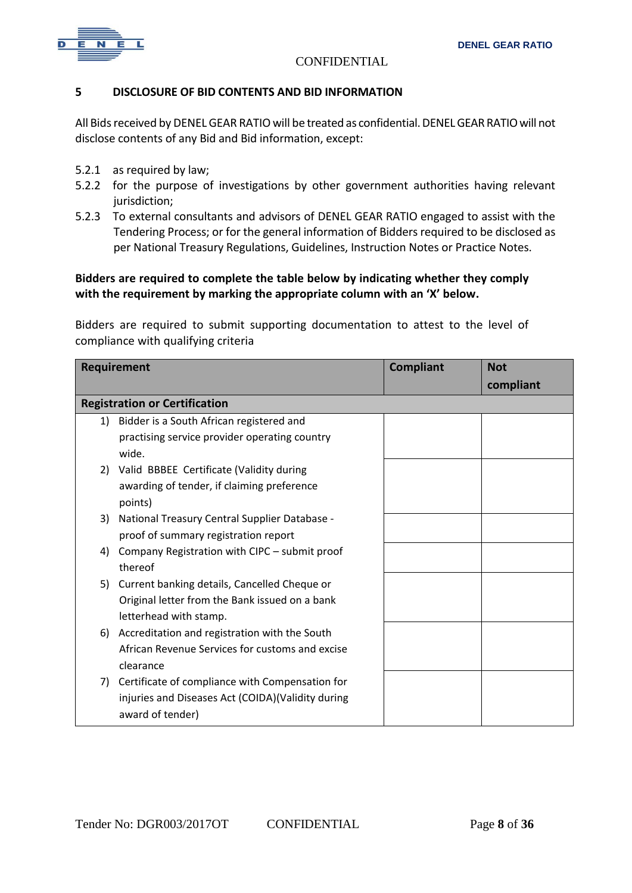## 5 DISCLOSURE OF BID CONTENTS AND BID INFORMATION

All Bids received by DENEL GEAR RATIO will be treated as confidential. DENEL GEAR RATIO will not disclose contents of any Bid and Bid information, except:

5.2.1 as required by law;

5.2.2 for the purpose of investigations by other government authorities having relevant jurisdiction;

5.2.3 To external consultants and advisors of DENEL GEAR RATIO engaged to assist with the Tendering Process; or for the general information of Bidders required to be disclosed as per National Treasury Regulations, Guidelines, Instruction Notes or Practice Notes.

**Bidders are required to complete the table below by indicating whether they comply with the requirement by marking the appropriate column with an 'X' below.**

Bidders are required to submit supporting documentation to attest to the level of compliance with qualifying criteria

| Requirement | Compliant | Not compliant |
|---|---|---|
| **Registration or Certification** | | |
| 1) Bidder is a South African registered and practising service provider operating country wide. | | |
| 2) Valid BBBEE Certificate (Validity during awarding of tender, if claiming preference points) | | |
| 3) National Treasury Central Supplier Database - proof of summary registration report | | |
| 4) Company Registration with CIPC – submit proof thereof | | |
| 5) Current banking details, Cancelled Cheque or Original letter from the Bank issued on a bank letterhead with stamp. | | |
| 6) Accreditation and registration with the South African Revenue Services for customs and excise clearance | | |
| 7) Certificate of compliance with Compensation for injuries and Diseases Act (COIDA)(Validity during award of tender) | | |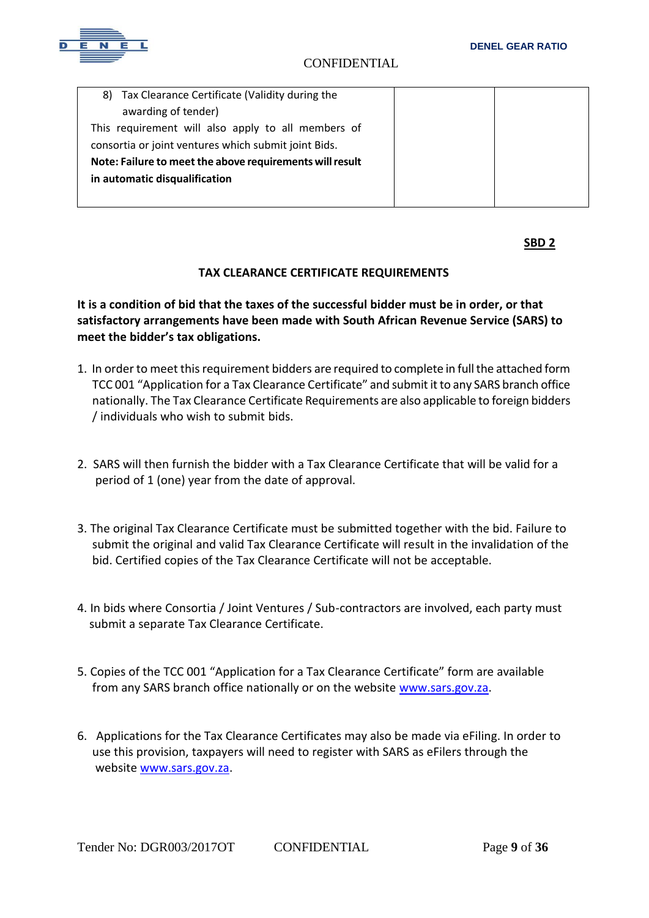| 8) Tax Clearance Certificate (Validity during the awarding of tender)<br>This requirement will also apply to all members of consortia or joint ventures which submit joint Bids.<br>**Note: Failure to meet the above requirements will result in automatic disqualification** | | |
|---|---|---|

**SBD 2**

## TAX CLEARANCE CERTIFICATE REQUIREMENTS

**It is a condition of bid that the taxes of the successful bidder must be in order, or that satisfactory arrangements have been made with South African Revenue Service (SARS) to meet the bidder's tax obligations.**

1. In order to meet this requirement bidders are required to complete in full the attached form TCC 001 "Application for a Tax Clearance Certificate" and submit it to any SARS branch office nationally. The Tax Clearance Certificate Requirements are also applicable to foreign bidders / individuals who wish to submit bids.

2. SARS will then furnish the bidder with a Tax Clearance Certificate that will be valid for a period of 1 (one) year from the date of approval.

3. The original Tax Clearance Certificate must be submitted together with the bid. Failure to submit the original and valid Tax Clearance Certificate will result in the invalidation of the bid. Certified copies of the Tax Clearance Certificate will not be acceptable.

4. In bids where Consortia / Joint Ventures / Sub-contractors are involved, each party must submit a separate Tax Clearance Certificate.

5. Copies of the TCC 001 "Application for a Tax Clearance Certificate" form are available from any SARS branch office nationally or on the website www.sars.gov.za.

6. Applications for the Tax Clearance Certificates may also be made via eFiling. In order to use this provision, taxpayers will need to register with SARS as eFilers through the website www.sars.gov.za.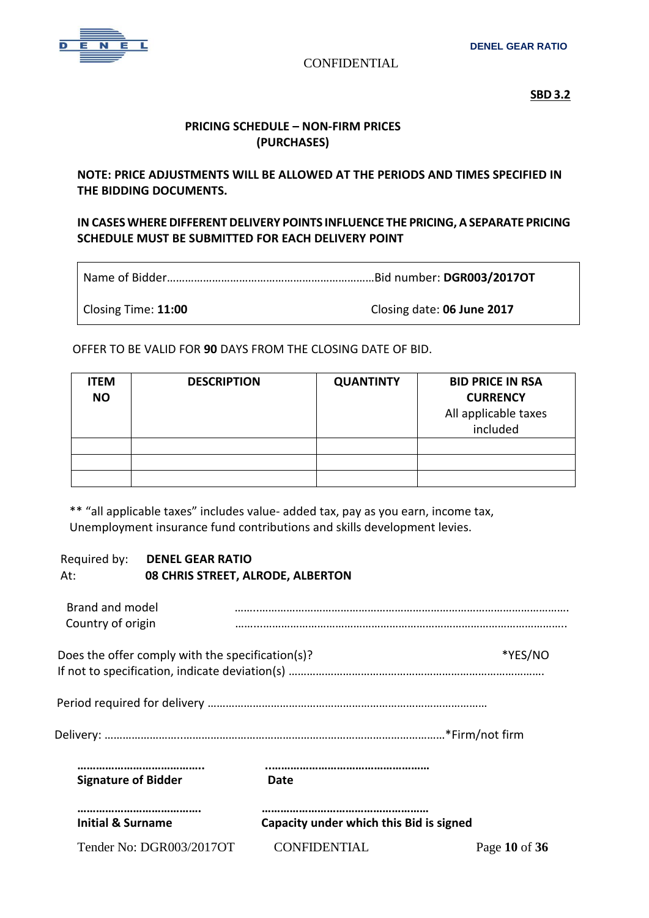**SBD 3.2**

## PRICING SCHEDULE – NON-FIRM PRICES (PURCHASES)

**NOTE: PRICE ADJUSTMENTS WILL BE ALLOWED AT THE PERIODS AND TIMES SPECIFIED IN THE BIDDING DOCUMENTS.**

**IN CASES WHERE DIFFERENT DELIVERY POINTS INFLUENCE THE PRICING, A SEPARATE PRICING SCHEDULE MUST BE SUBMITTED FOR EACH DELIVERY POINT**

| Name of Bidder…………………………………………………………… | Bid number: **DGR003/2017OT** |
|---|---|
| Closing Time: **11:00** | Closing date: **06 June 2017** |

OFFER TO BE VALID FOR **90** DAYS FROM THE CLOSING DATE OF BID.

| ITEM NO | DESCRIPTION | QUANTINTY | BID PRICE IN RSA CURRENCY All applicable taxes included |
|---|---|---|---|
| | | | |
| | | | |
| | | | |

** "all applicable taxes" includes value- added tax, pay as you earn, income tax, Unemployment insurance fund contributions and skills development levies.

Required by: **DENEL GEAR RATIO**
At: **08 CHRIS STREET, ALRODE, ALBERTON**

Brand and model ……………………………………………………………………………………………………
Country of origin ……………………………………………………………………………………………………

Does the offer comply with the specification(s)? *YES/NO
If not to specification, indicate deviation(s) …………………………………………………………………………

Period required for delivery ………………………………………………………………………………

Delivery: ……………………………………………………………………………………………………*Firm/not firm

**……………………………….. Signature of Bidder**

**…………………………………………… Date**

**………………………………. Initial & Surname**

**…………………………………………… Capacity under which this Bid is signed**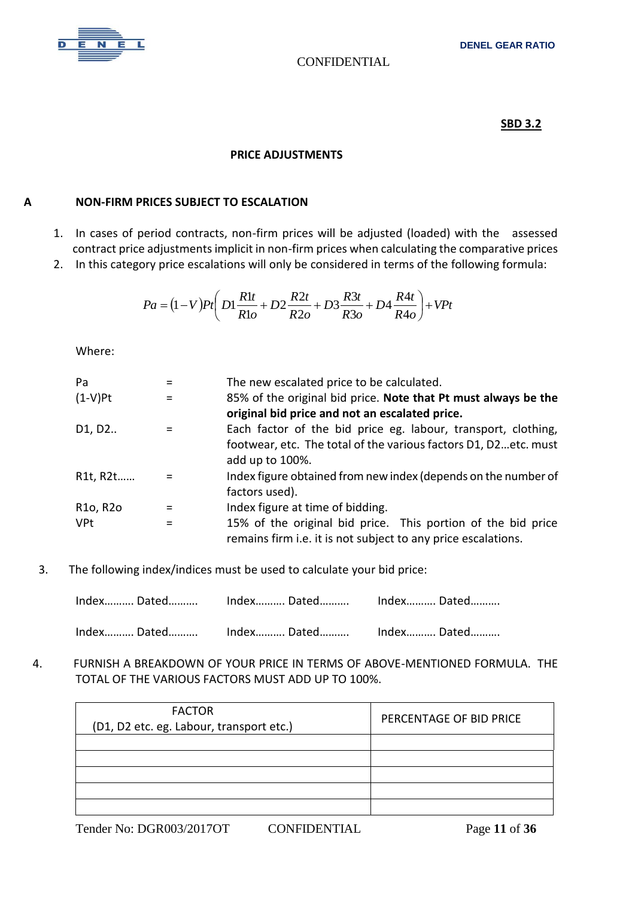**SBD 3.2**

## PRICE ADJUSTMENTS

### A NON-FIRM PRICES SUBJECT TO ESCALATION

1. In cases of period contracts, non-firm prices will be adjusted (loaded) with the assessed contract price adjustments implicit in non-firm prices when calculating the comparative prices
2. In this category price escalations will only be considered in terms of the following formula:

$$Pa = (1-V)Pt\left(D1\frac{R1t}{R1o} + D2\frac{R2t}{R2o} + D3\frac{R3t}{R3o} + D4\frac{R4t}{R4o}\right) + VPt$$

Where:

| | | |
|---|---|---|
| Pa | = | The new escalated price to be calculated. |
| (1-V)Pt | = | 85% of the original bid price. **Note that Pt must always be the original bid price and not an escalated price.** |
| D1, D2.. | = | Each factor of the bid price eg. labour, transport, clothing, footwear, etc. The total of the various factors D1, D2…etc. must add up to 100%. |
| R1t, R2t…… | = | Index figure obtained from new index (depends on the number of factors used). |
| R1o, R2o | = | Index figure at time of bidding. |
| VPt | = | 15% of the original bid price. This portion of the bid price remains firm i.e. it is not subject to any price escalations. |

3. The following index/indices must be used to calculate your bid price:

Index………. Dated……….   Index………. Dated……….   Index………. Dated……….

Index………. Dated……….   Index………. Dated……….   Index………. Dated……….

4. FURNISH A BREAKDOWN OF YOUR PRICE IN TERMS OF ABOVE-MENTIONED FORMULA. THE TOTAL OF THE VARIOUS FACTORS MUST ADD UP TO 100%.

| FACTOR (D1, D2 etc. eg. Labour, transport etc.) | PERCENTAGE OF BID PRICE |
|---|---|
| | |
| | |
| | |
| | |
| | |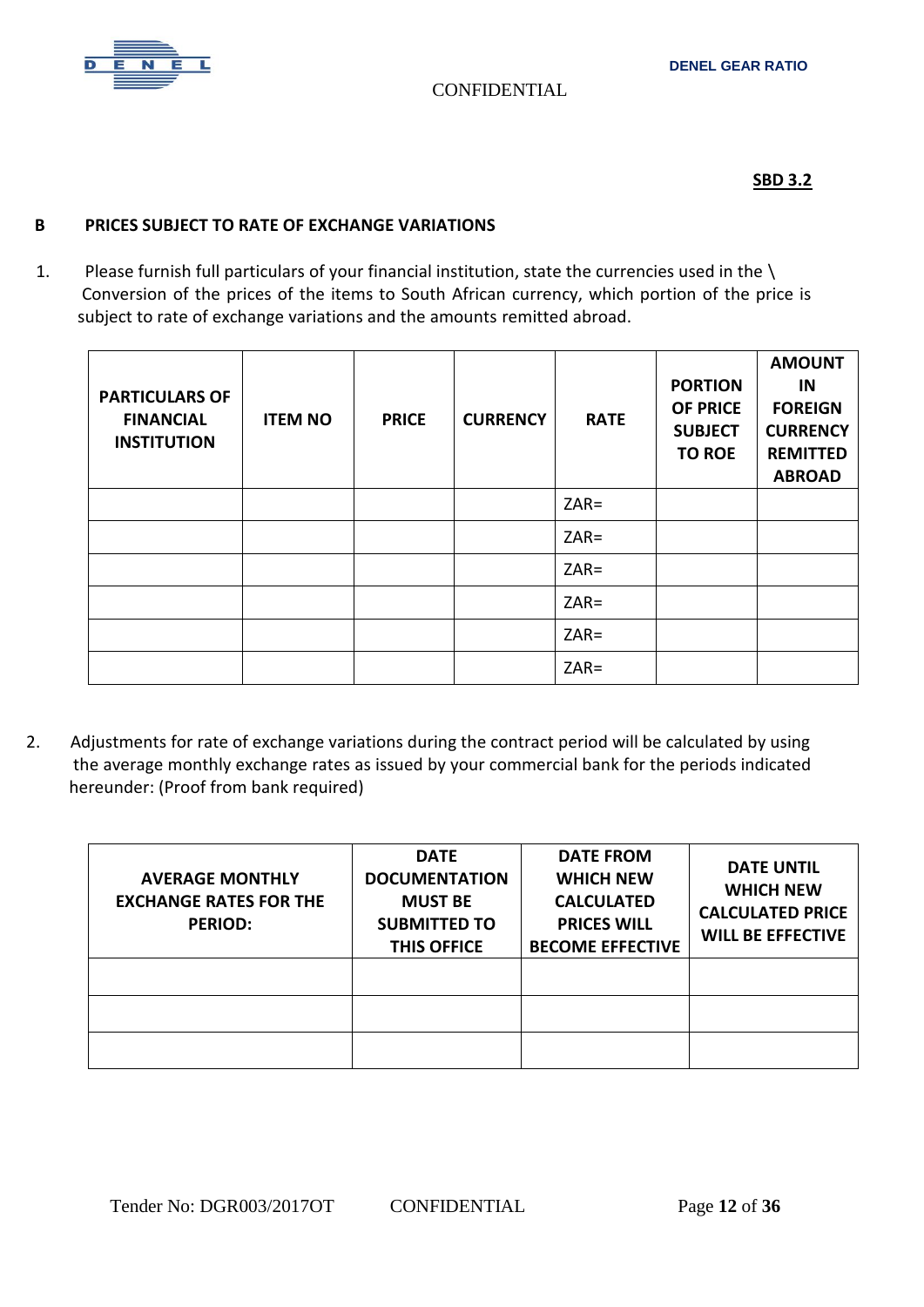**SBD 3.2**

**B PRICES SUBJECT TO RATE OF EXCHANGE VARIATIONS**

1. Please furnish full particulars of your financial institution, state the currencies used in the \ Conversion of the prices of the items to South African currency, which portion of the price is subject to rate of exchange variations and the amounts remitted abroad.

| PARTICULARS OF FINANCIAL INSTITUTION | ITEM NO | PRICE | CURRENCY | RATE | PORTION OF PRICE SUBJECT TO ROE | AMOUNT IN FOREIGN CURRENCY REMITTED ABROAD |
|---|---|---|---|---|---|---|
| | | | | ZAR= | | |
| | | | | ZAR= | | |
| | | | | ZAR= | | |
| | | | | ZAR= | | |
| | | | | ZAR= | | |
| | | | | ZAR= | | |

2. Adjustments for rate of exchange variations during the contract period will be calculated by using the average monthly exchange rates as issued by your commercial bank for the periods indicated hereunder: (Proof from bank required)

| AVERAGE MONTHLY EXCHANGE RATES FOR THE PERIOD: | DATE DOCUMENTATION MUST BE SUBMITTED TO THIS OFFICE | DATE FROM WHICH NEW CALCULATED PRICES WILL BECOME EFFECTIVE | DATE UNTIL WHICH NEW CALCULATED PRICE WILL BE EFFECTIVE |
|---|---|---|---|
| | | | |
| | | | |
| | | | |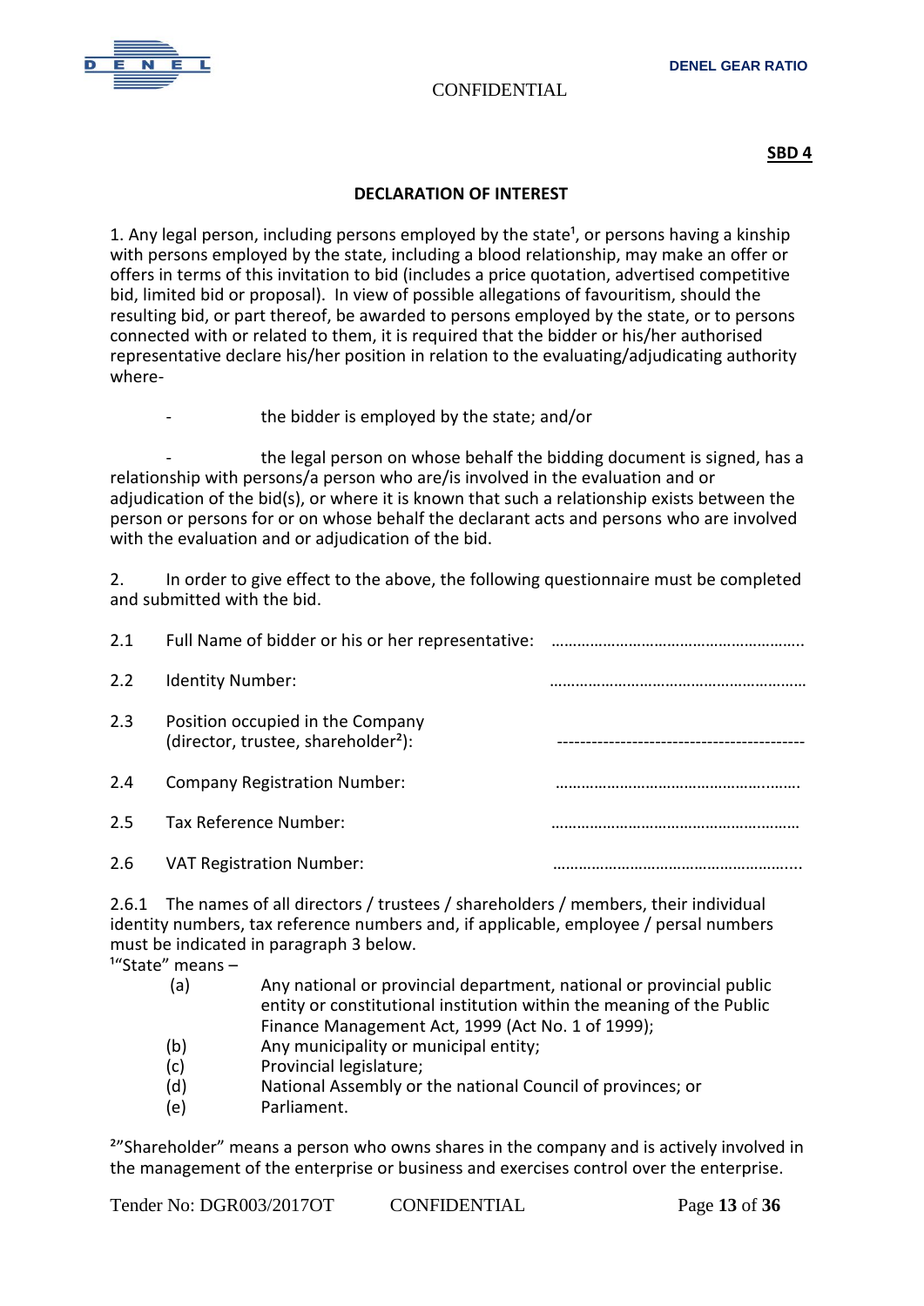**SBD 4**

## DECLARATION OF INTEREST

1. Any legal person, including persons employed by the state[1], or persons having a kinship with persons employed by the state, including a blood relationship, may make an offer or offers in terms of this invitation to bid (includes a price quotation, advertised competitive bid, limited bid or proposal). In view of possible allegations of favouritism, should the resulting bid, or part thereof, be awarded to persons employed by the state, or to persons connected with or related to them, it is required that the bidder or his/her authorised representative declare his/her position in relation to the evaluating/adjudicating authority where-

- the bidder is employed by the state; and/or
- the legal person on whose behalf the bidding document is signed, has a relationship with persons/a person who are/is involved in the evaluation and or adjudication of the bid(s), or where it is known that such a relationship exists between the person or persons for or on whose behalf the declarant acts and persons who are involved with the evaluation and or adjudication of the bid.

2. In order to give effect to the above, the following questionnaire must be completed and submitted with the bid.

2.1 Full Name of bidder or his or her representative: …………………………………………………..

2.2 Identity Number: …………………………………………………..

2.3 Position occupied in the Company (director, trustee, shareholder[2]): -------------------------------------------

2.4 Company Registration Number: …………………………………………………..

2.5 Tax Reference Number: …………………………………………………..

2.6 VAT Registration Number: …………………………………………………..

2.6.1 The names of all directors / trustees / shareholders / members, their individual identity numbers, tax reference numbers and, if applicable, employee / persal numbers must be indicated in paragraph 3 below.

[1]"State" means –

(a) Any national or provincial department, national or provincial public entity or constitutional institution within the meaning of the Public Finance Management Act, 1999 (Act No. 1 of 1999);
(b) Any municipality or municipal entity;
(c) Provincial legislature;
(d) National Assembly or the national Council of provinces; or
(e) Parliament.

[2]"Shareholder" means a person who owns shares in the company and is actively involved in the management of the enterprise or business and exercises control over the enterprise.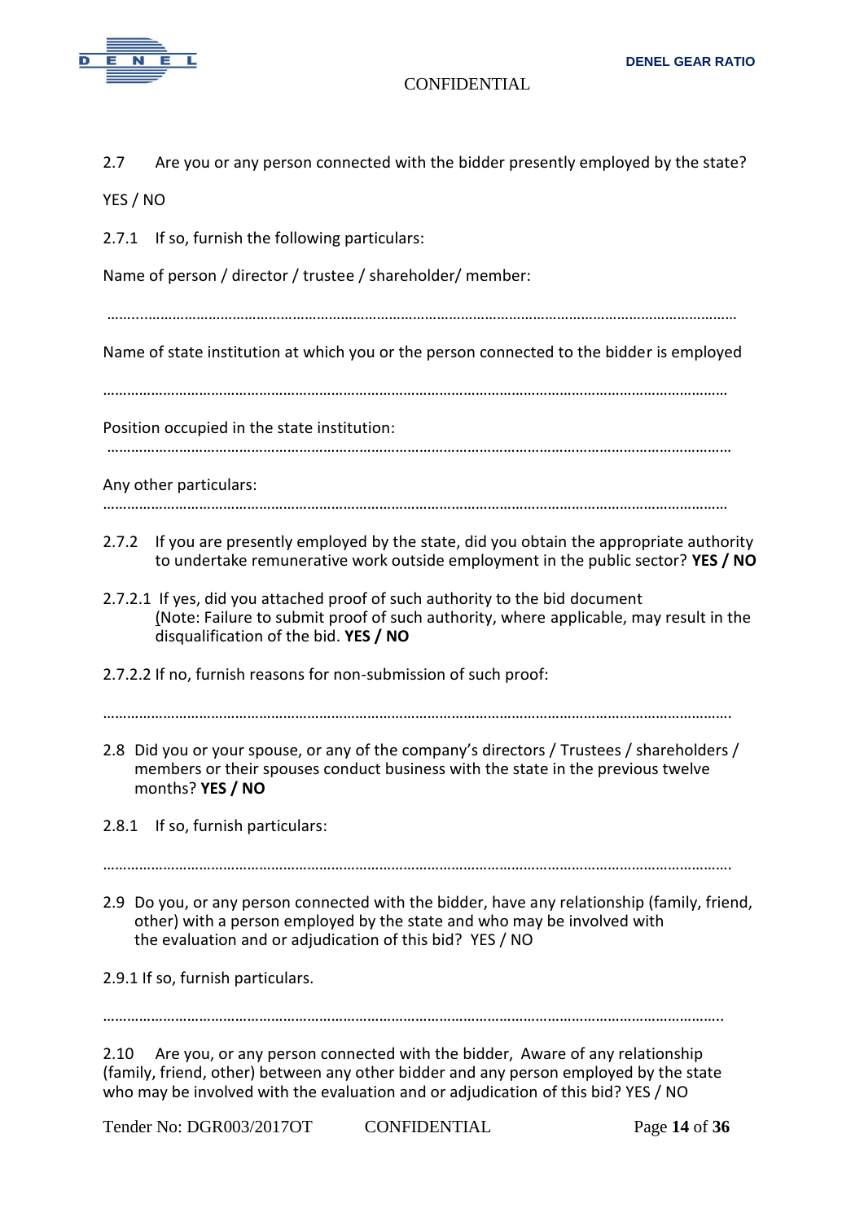2.7 Are you or any person connected with the bidder presently employed by the state?

YES / NO

2.7.1 If so, furnish the following particulars:

Name of person / director / trustee / shareholder/ member:

……………………………………………………………………………………………………………………………………………

Name of state institution at which you or the person connected to the bidder is employed

……………………………………………………………………………………………………………………………………………

Position occupied in the state institution:

……………………………………………………………………………………………………………………………………………

Any other particulars:

……………………………………………………………………………………………………………………………………………

2.7.2 If you are presently employed by the state, did you obtain the appropriate authority to undertake remunerative work outside employment in the public sector? **YES / NO**

2.7.2.1 If yes, did you attached proof of such authority to the bid document (Note: Failure to submit proof of such authority, where applicable, may result in the disqualification of the bid. **YES / NO**

2.7.2.2 If no, furnish reasons for non-submission of such proof:

……………………………………………………………………………………………………………………………………………

2.8 Did you or your spouse, or any of the company's directors / Trustees / shareholders / members or their spouses conduct business with the state in the previous twelve months? **YES / NO**

2.8.1 If so, furnish particulars:

……………………………………………………………………………………………………………………………………………

2.9 Do you, or any person connected with the bidder, have any relationship (family, friend, other) with a person employed by the state and who may be involved with the evaluation and or adjudication of this bid? YES / NO

2.9.1 If so, furnish particulars.

……………………………………………………………………………………………………………………………………………

2.10 Are you, or any person connected with the bidder, Aware of any relationship (family, friend, other) between any other bidder and any person employed by the state who may be involved with the evaluation and or adjudication of this bid? YES / NO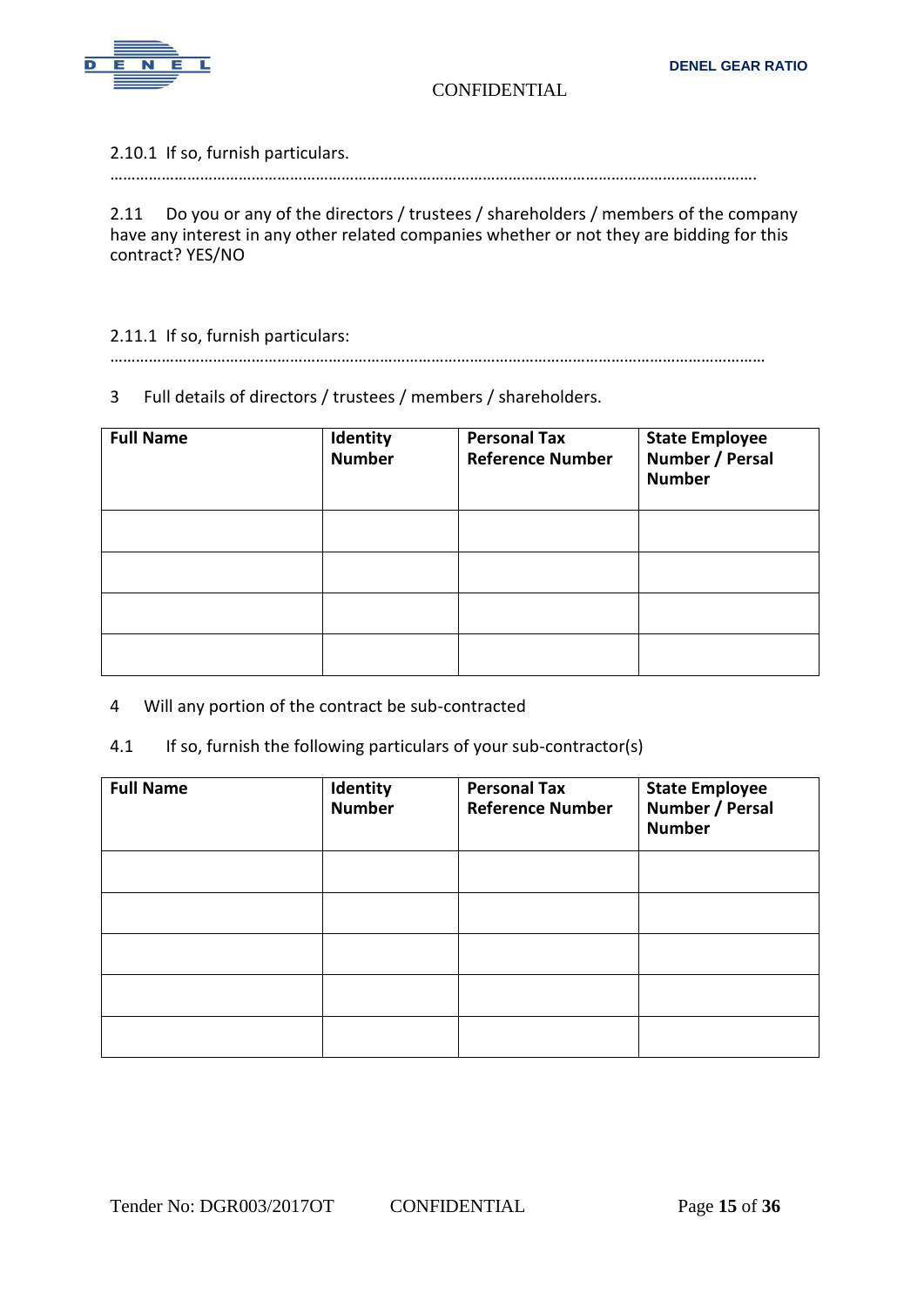2.10.1 If so, furnish particulars.

……………………………………………………………………………………………………………………………………….

2.11 Do you or any of the directors / trustees / shareholders / members of the company have any interest in any other related companies whether or not they are bidding for this contract? YES/NO

2.11.1 If so, furnish particulars:

…………………………………………………………………………………………………………………………………………

3 Full details of directors / trustees / members / shareholders.

| Full Name | Identity Number | Personal Tax Reference Number | State Employee Number / Persal Number |
|---|---|---|---|
| | | | |
| | | | |
| | | | |
| | | | |

4 Will any portion of the contract be sub-contracted

4.1 If so, furnish the following particulars of your sub-contractor(s)

| Full Name | Identity Number | Personal Tax Reference Number | State Employee Number / Persal Number |
|---|---|---|---|
| | | | |
| | | | |
| | | | |
| | | | |
| | | | |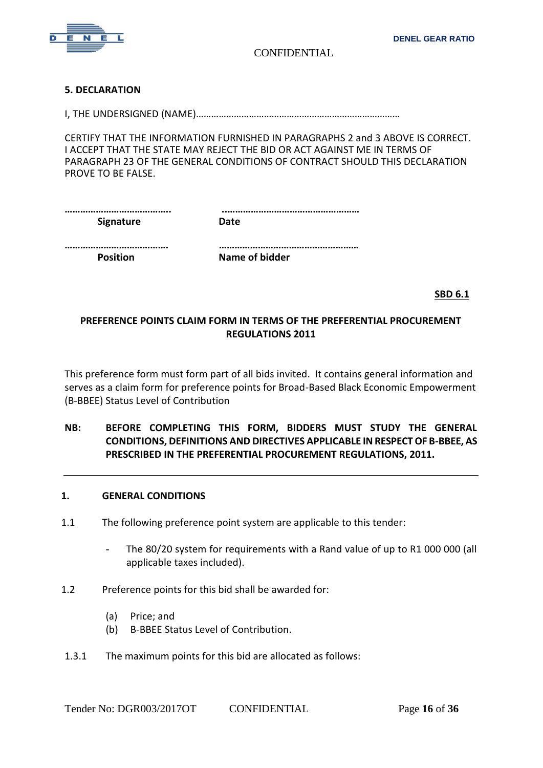**5. DECLARATION**

I, THE UNDERSIGNED (NAME)……………………………………………………………………

CERTIFY THAT THE INFORMATION FURNISHED IN PARAGRAPHS 2 and 3 ABOVE IS CORRECT. I ACCEPT THAT THE STATE MAY REJECT THE BID OR ACT AGAINST ME IN TERMS OF PARAGRAPH 23 OF THE GENERAL CONDITIONS OF CONTRACT SHOULD THIS DECLARATION PROVE TO BE FALSE.

| ………………………………….. | ……………………………………………… |
|---|---|
| **Signature** | **Date** |
| ………………………………… | ……………………………………………… |
| **Position** | **Name of bidder** |

**SBD 6.1**

**PREFERENCE POINTS CLAIM FORM IN TERMS OF THE PREFERENTIAL PROCUREMENT REGULATIONS 2011**

This preference form must form part of all bids invited. It contains general information and serves as a claim form for preference points for Broad-Based Black Economic Empowerment (B-BBEE) Status Level of Contribution

**NB: BEFORE COMPLETING THIS FORM, BIDDERS MUST STUDY THE GENERAL CONDITIONS, DEFINITIONS AND DIRECTIVES APPLICABLE IN RESPECT OF B-BBEE, AS PRESCRIBED IN THE PREFERENTIAL PROCUREMENT REGULATIONS, 2011.**

---

**1. GENERAL CONDITIONS**

1.1 The following preference point system are applicable to this tender:

- The 80/20 system for requirements with a Rand value of up to R1 000 000 (all applicable taxes included).

1.2 Preference points for this bid shall be awarded for:

(a) Price; and
(b) B-BBEE Status Level of Contribution.

1.3.1 The maximum points for this bid are allocated as follows: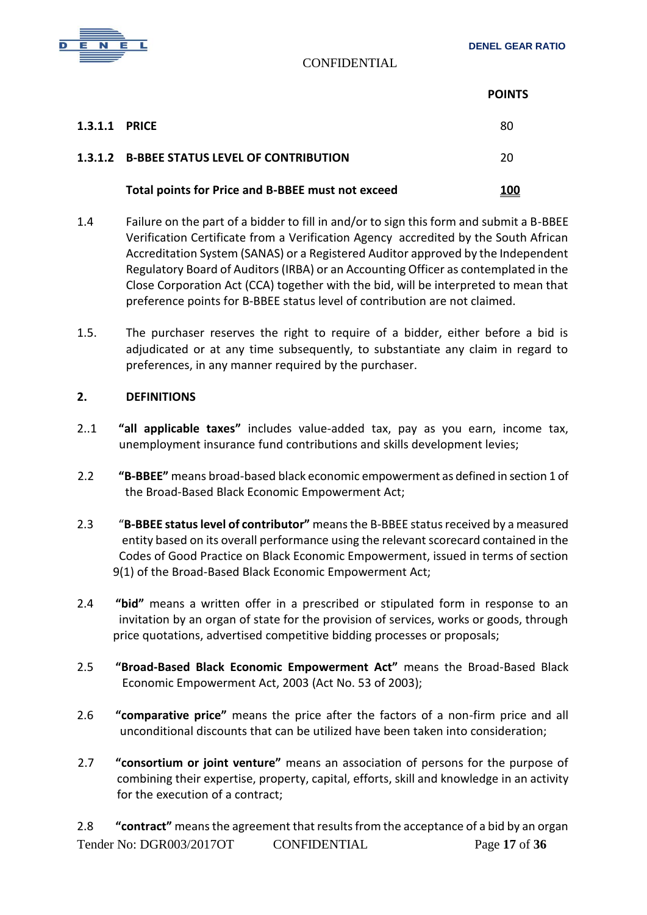| | | POINTS |
|---|---|---|
| **1.3.1.1** | **PRICE** | 80 |
| **1.3.1.2** | **B-BBEE STATUS LEVEL OF CONTRIBUTION** | 20 |
| | **Total points for Price and B-BBEE must not exceed** | **100** |

1.4 Failure on the part of a bidder to fill in and/or to sign this form and submit a B-BBEE Verification Certificate from a Verification Agency accredited by the South African Accreditation System (SANAS) or a Registered Auditor approved by the Independent Regulatory Board of Auditors (IRBA) or an Accounting Officer as contemplated in the Close Corporation Act (CCA) together with the bid, will be interpreted to mean that preference points for B-BBEE status level of contribution are not claimed.

1.5. The purchaser reserves the right to require of a bidder, either before a bid is adjudicated or at any time subsequently, to substantiate any claim in regard to preferences, in any manner required by the purchaser.

**2. DEFINITIONS**

2..1 **"all applicable taxes"** includes value-added tax, pay as you earn, income tax, unemployment insurance fund contributions and skills development levies;

2.2 **"B-BBEE"** means broad-based black economic empowerment as defined in section 1 of the Broad-Based Black Economic Empowerment Act;

2.3 "**B-BBEE status level of contributor"** means the B-BBEE status received by a measured entity based on its overall performance using the relevant scorecard contained in the Codes of Good Practice on Black Economic Empowerment, issued in terms of section 9(1) of the Broad-Based Black Economic Empowerment Act;

2.4 **"bid"** means a written offer in a prescribed or stipulated form in response to an invitation by an organ of state for the provision of services, works or goods, through price quotations, advertised competitive bidding processes or proposals;

2.5 **"Broad-Based Black Economic Empowerment Act"** means the Broad-Based Black Economic Empowerment Act, 2003 (Act No. 53 of 2003);

2.6 **"comparative price"** means the price after the factors of a non-firm price and all unconditional discounts that can be utilized have been taken into consideration;

2.7 **"consortium or joint venture"** means an association of persons for the purpose of combining their expertise, property, capital, efforts, skill and knowledge in an activity for the execution of a contract;

2.8 **"contract"** means the agreement that results from the acceptance of a bid by an organ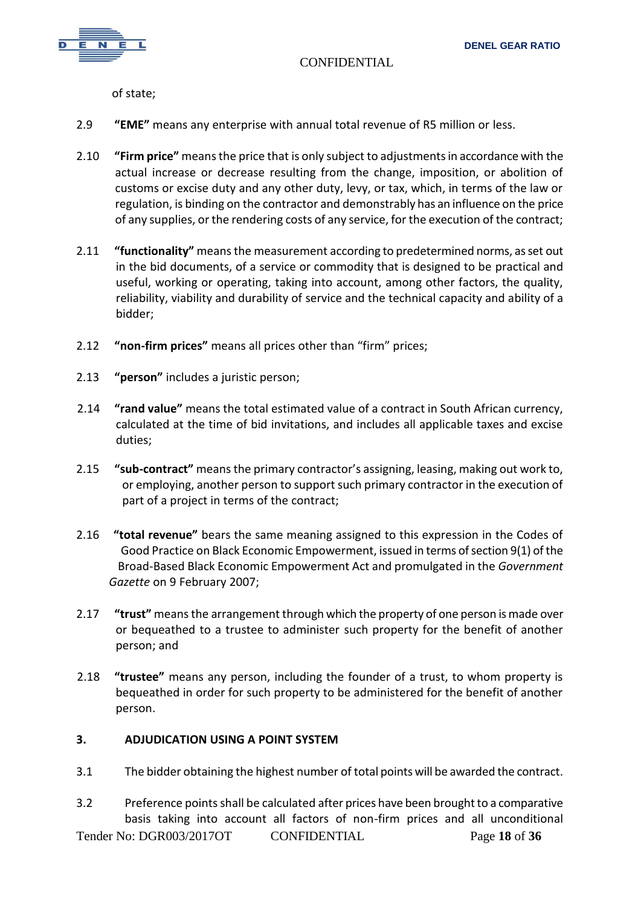of state;

2.9 **"EME"** means any enterprise with annual total revenue of R5 million or less.

2.10 **"Firm price"** means the price that is only subject to adjustments in accordance with the actual increase or decrease resulting from the change, imposition, or abolition of customs or excise duty and any other duty, levy, or tax, which, in terms of the law or regulation, is binding on the contractor and demonstrably has an influence on the price of any supplies, or the rendering costs of any service, for the execution of the contract;

2.11 **"functionality"** means the measurement according to predetermined norms, as set out in the bid documents, of a service or commodity that is designed to be practical and useful, working or operating, taking into account, among other factors, the quality, reliability, viability and durability of service and the technical capacity and ability of a bidder;

2.12 **"non-firm prices"** means all prices other than "firm" prices;

2.13 **"person"** includes a juristic person;

2.14 **"rand value"** means the total estimated value of a contract in South African currency, calculated at the time of bid invitations, and includes all applicable taxes and excise duties;

2.15 **"sub-contract"** means the primary contractor's assigning, leasing, making out work to, or employing, another person to support such primary contractor in the execution of part of a project in terms of the contract;

2.16 **"total revenue"** bears the same meaning assigned to this expression in the Codes of Good Practice on Black Economic Empowerment, issued in terms of section 9(1) of the Broad-Based Black Economic Empowerment Act and promulgated in the *Government Gazette* on 9 February 2007;

2.17 **"trust"** means the arrangement through which the property of one person is made over or bequeathed to a trustee to administer such property for the benefit of another person; and

2.18 **"trustee"** means any person, including the founder of a trust, to whom property is bequeathed in order for such property to be administered for the benefit of another person.

## 3. ADJUDICATION USING A POINT SYSTEM

3.1 The bidder obtaining the highest number of total points will be awarded the contract.

3.2 Preference points shall be calculated after prices have been brought to a comparative basis taking into account all factors of non-firm prices and all unconditional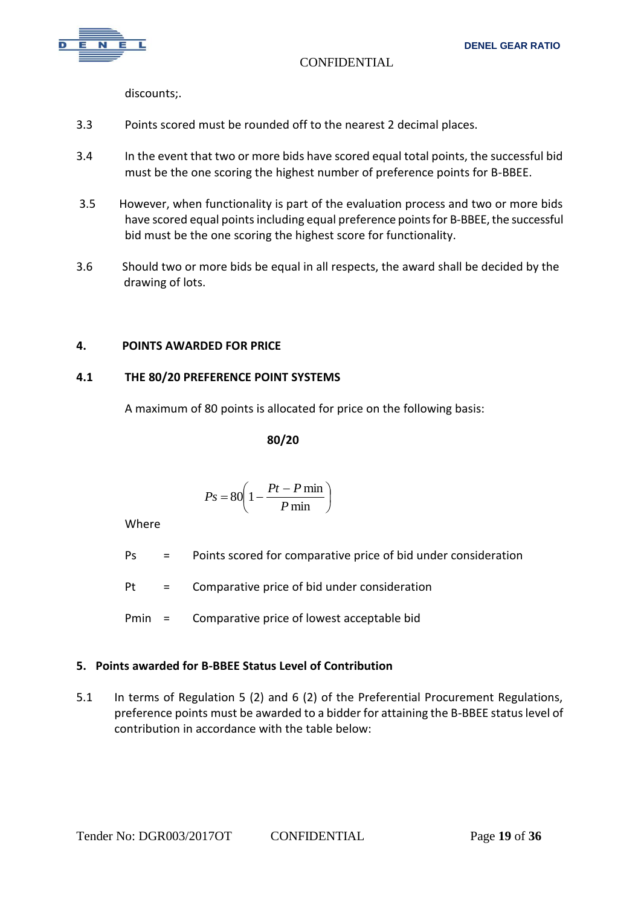discounts;.

3.3 Points scored must be rounded off to the nearest 2 decimal places.

3.4 In the event that two or more bids have scored equal total points, the successful bid must be the one scoring the highest number of preference points for B-BBEE.

3.5 However, when functionality is part of the evaluation process and two or more bids have scored equal points including equal preference points for B-BBEE, the successful bid must be the one scoring the highest score for functionality.

3.6 Should two or more bids be equal in all respects, the award shall be decided by the drawing of lots.

## 4. POINTS AWARDED FOR PRICE

### 4.1 THE 80/20 PREFERENCE POINT SYSTEMS

A maximum of 80 points is allocated for price on the following basis:

**80/20**

$$Ps = 80\left(1 - \frac{Pt - P\min}{P\min}\right)$$

Where

Ps = Points scored for comparative price of bid under consideration

Pt = Comparative price of bid under consideration

Pmin = Comparative price of lowest acceptable bid

## 5. Points awarded for B-BBEE Status Level of Contribution

5.1 In terms of Regulation 5 (2) and 6 (2) of the Preferential Procurement Regulations, preference points must be awarded to a bidder for attaining the B-BBEE status level of contribution in accordance with the table below: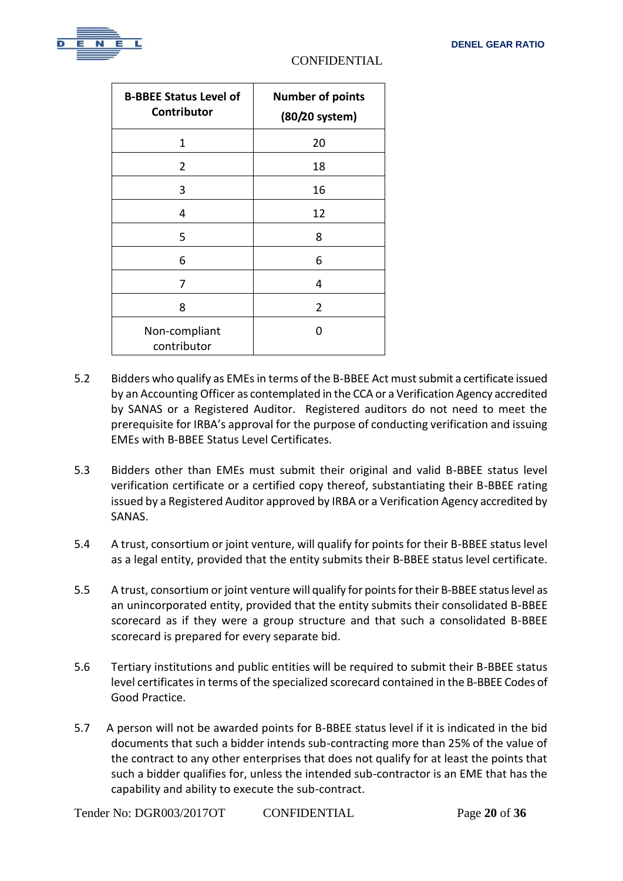| B-BBEE Status Level of Contributor | Number of points (80/20 system) |
|---|---|
| 1 | 20 |
| 2 | 18 |
| 3 | 16 |
| 4 | 12 |
| 5 | 8 |
| 6 | 6 |
| 7 | 4 |
| 8 | 2 |
| Non-compliant contributor | 0 |

5.2 Bidders who qualify as EMEs in terms of the B-BBEE Act must submit a certificate issued by an Accounting Officer as contemplated in the CCA or a Verification Agency accredited by SANAS or a Registered Auditor. Registered auditors do not need to meet the prerequisite for IRBA's approval for the purpose of conducting verification and issuing EMEs with B-BBEE Status Level Certificates.

5.3 Bidders other than EMEs must submit their original and valid B-BBEE status level verification certificate or a certified copy thereof, substantiating their B-BBEE rating issued by a Registered Auditor approved by IRBA or a Verification Agency accredited by SANAS.

5.4 A trust, consortium or joint venture, will qualify for points for their B-BBEE status level as a legal entity, provided that the entity submits their B-BBEE status level certificate.

5.5 A trust, consortium or joint venture will qualify for points for their B-BBEE status level as an unincorporated entity, provided that the entity submits their consolidated B-BBEE scorecard as if they were a group structure and that such a consolidated B-BBEE scorecard is prepared for every separate bid.

5.6 Tertiary institutions and public entities will be required to submit their B-BBEE status level certificates in terms of the specialized scorecard contained in the B-BBEE Codes of Good Practice.

5.7 A person will not be awarded points for B-BBEE status level if it is indicated in the bid documents that such a bidder intends sub-contracting more than 25% of the value of the contract to any other enterprises that does not qualify for at least the points that such a bidder qualifies for, unless the intended sub-contractor is an EME that has the capability and ability to execute the sub-contract.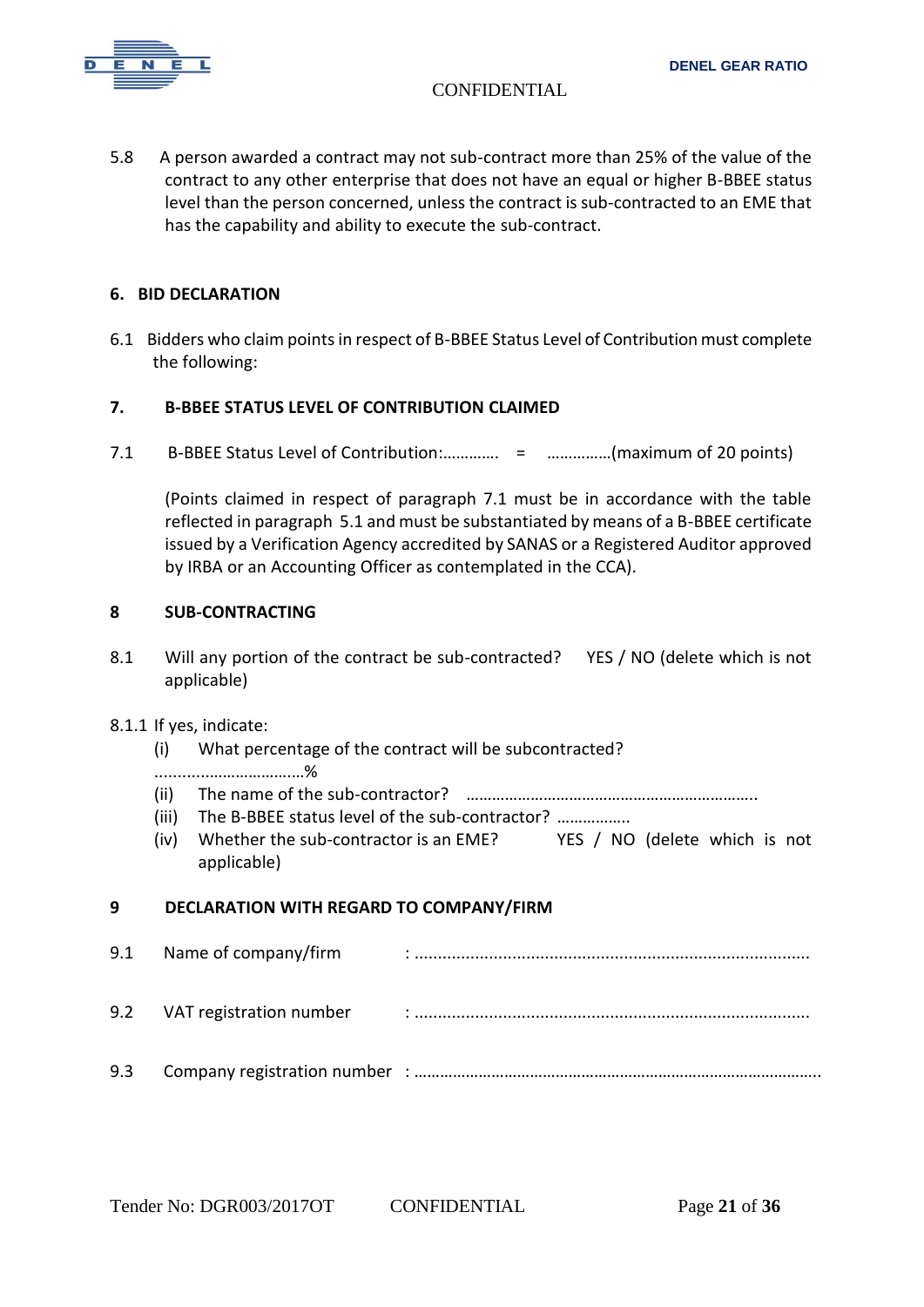5.8 A person awarded a contract may not sub-contract more than 25% of the value of the contract to any other enterprise that does not have an equal or higher B-BBEE status level than the person concerned, unless the contract is sub-contracted to an EME that has the capability and ability to execute the sub-contract.

## 6. BID DECLARATION

6.1 Bidders who claim points in respect of B-BBEE Status Level of Contribution must complete the following:

## 7. B-BBEE STATUS LEVEL OF CONTRIBUTION CLAIMED

7.1 B-BBEE Status Level of Contribution:…………. = ……………(maximum of 20 points)

(Points claimed in respect of paragraph 7.1 must be in accordance with the table reflected in paragraph 5.1 and must be substantiated by means of a B-BBEE certificate issued by a Verification Agency accredited by SANAS or a Registered Auditor approved by IRBA or an Accounting Officer as contemplated in the CCA).

## 8 SUB-CONTRACTING

8.1 Will any portion of the contract be sub-contracted? YES / NO (delete which is not applicable)

8.1.1 If yes, indicate:

- (i) What percentage of the contract will be subcontracted? .................……………%
- (ii) The name of the sub-contractor? …………………………………………………………..
- (iii) The B-BBEE status level of the sub-contractor? ……………..
- (iv) Whether the sub-contractor is an EME? YES / NO (delete which is not applicable)

## 9 DECLARATION WITH REGARD TO COMPANY/FIRM

9.1 Name of company/firm : ....................................................................................

9.2 VAT registration number : ....................................................................................

9.3 Company registration number : ………………………………………………………………………………..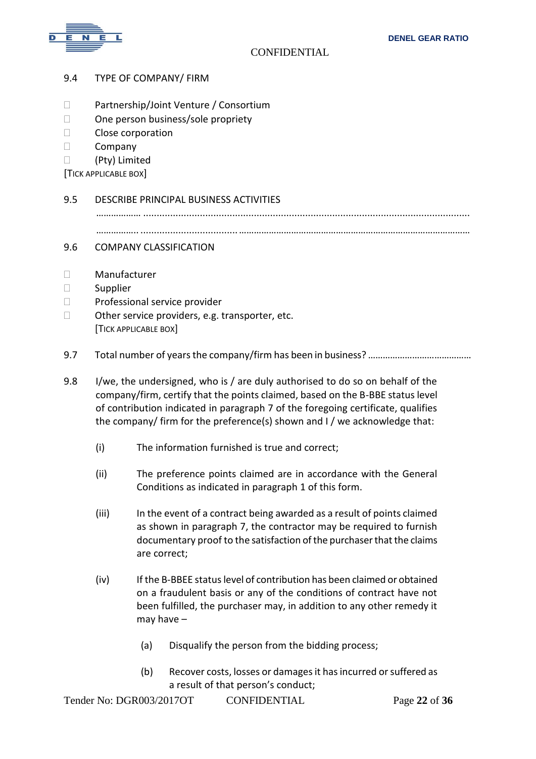9.4 TYPE OF COMPANY/ FIRM

- ☐ Partnership/Joint Venture / Consortium
- ☐ One person business/sole propriety
- ☐ Close corporation
- ☐ Company
- ☐ (Pty) Limited

[TICK APPLICABLE BOX]

9.5 DESCRIBE PRINCIPAL BUSINESS ACTIVITIES

……………… ........................................................................................................................

……………. ..................................... ……………………………………………………………………………

9.6 COMPANY CLASSIFICATION

- ☐ Manufacturer
- ☐ Supplier
- ☐ Professional service provider
- ☐ Other service providers, e.g. transporter, etc.

[TICK APPLICABLE BOX]

9.7 Total number of years the company/firm has been in business? ……………………………………

9.8 I/we, the undersigned, who is / are duly authorised to do so on behalf of the company/firm, certify that the points claimed, based on the B-BBE status level of contribution indicated in paragraph 7 of the foregoing certificate, qualifies the company/ firm for the preference(s) shown and I / we acknowledge that:

(i) The information furnished is true and correct;

(ii) The preference points claimed are in accordance with the General Conditions as indicated in paragraph 1 of this form.

(iii) In the event of a contract being awarded as a result of points claimed as shown in paragraph 7, the contractor may be required to furnish documentary proof to the satisfaction of the purchaser that the claims are correct;

(iv) If the B-BBEE status level of contribution has been claimed or obtained on a fraudulent basis or any of the conditions of contract have not been fulfilled, the purchaser may, in addition to any other remedy it may have –

(a) Disqualify the person from the bidding process;

(b) Recover costs, losses or damages it has incurred or suffered as a result of that person's conduct;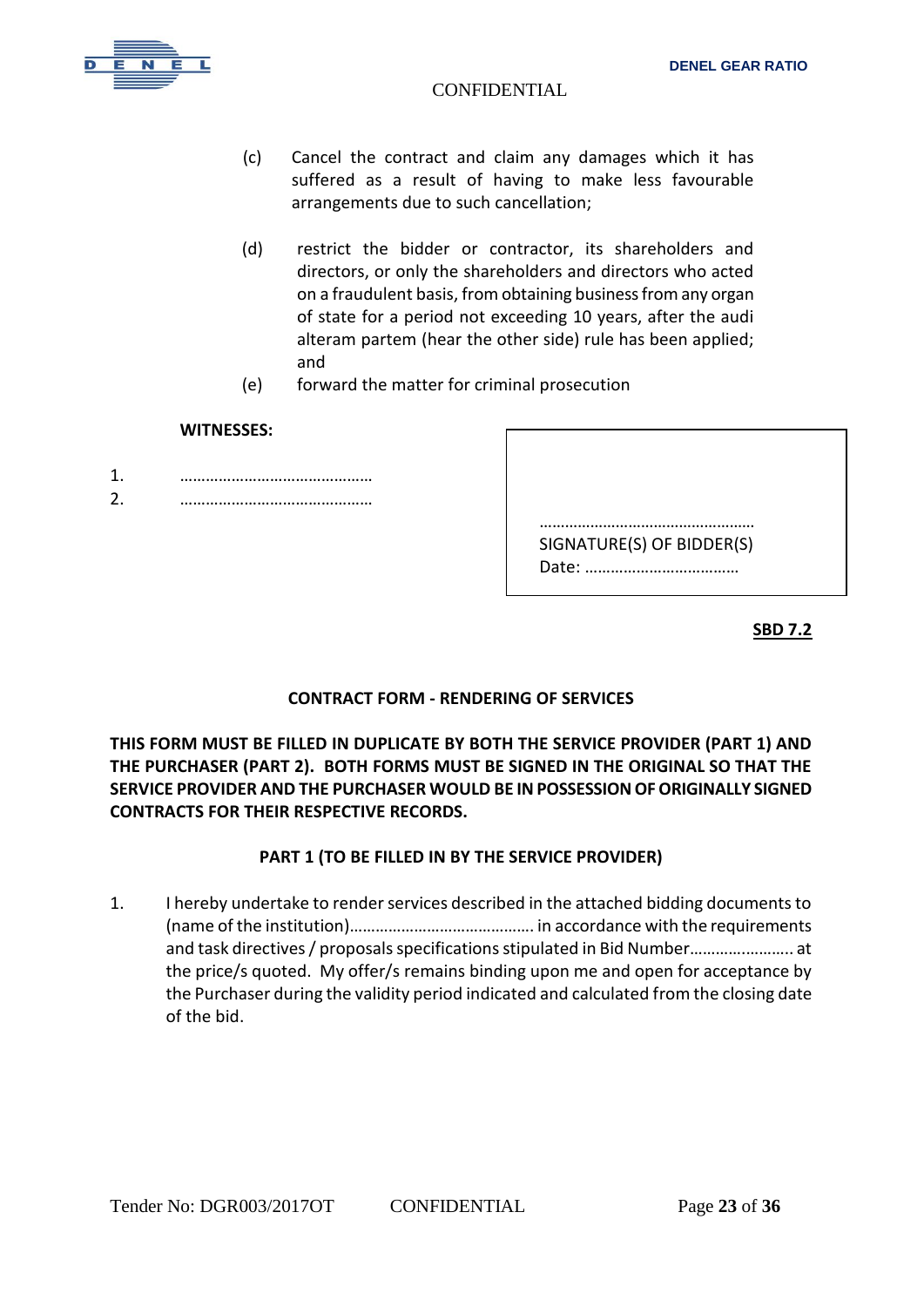(c) Cancel the contract and claim any damages which it has suffered as a result of having to make less favourable arrangements due to such cancellation;

(d) restrict the bidder or contractor, its shareholders and directors, or only the shareholders and directors who acted on a fraudulent basis, from obtaining business from any organ of state for a period not exceeding 10 years, after the audi alteram partem (hear the other side) rule has been applied; and

(e) forward the matter for criminal prosecution

**WITNESSES:**

1. ………………………………………
2. ………………………………………

……………………………………………
SIGNATURE(S) OF BIDDER(S)
Date: ………………………………

**SBD 7.2**

**CONTRACT FORM - RENDERING OF SERVICES**

**THIS FORM MUST BE FILLED IN DUPLICATE BY BOTH THE SERVICE PROVIDER (PART 1) AND THE PURCHASER (PART 2). BOTH FORMS MUST BE SIGNED IN THE ORIGINAL SO THAT THE SERVICE PROVIDER AND THE PURCHASER WOULD BE IN POSSESSION OF ORIGINALLY SIGNED CONTRACTS FOR THEIR RESPECTIVE RECORDS.**

**PART 1 (TO BE FILLED IN BY THE SERVICE PROVIDER)**

1. I hereby undertake to render services described in the attached bidding documents to (name of the institution)……………………………………. in accordance with the requirements and task directives / proposals specifications stipulated in Bid Number………………….. at the price/s quoted. My offer/s remains binding upon me and open for acceptance by the Purchaser during the validity period indicated and calculated from the closing date of the bid.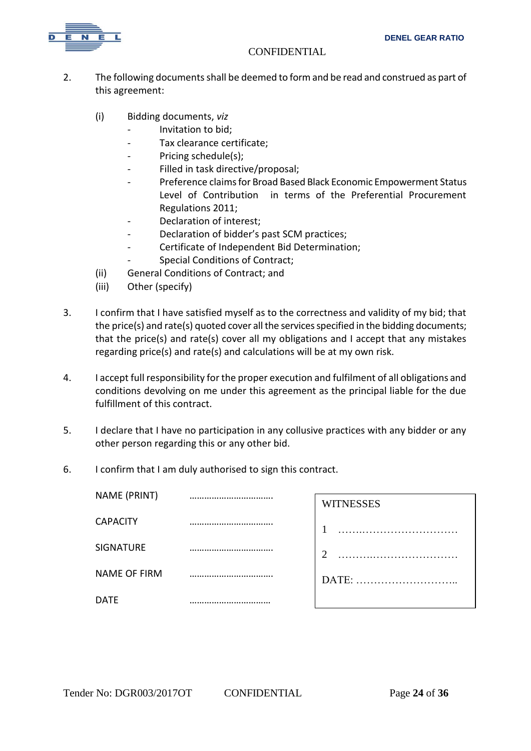2. The following documents shall be deemed to form and be read and construed as part of this agreement:

   (i) Bidding documents, *viz*
   - Invitation to bid;
   - Tax clearance certificate;
   - Pricing schedule(s);
   - Filled in task directive/proposal;
   - Preference claims for Broad Based Black Economic Empowerment Status Level of Contribution in terms of the Preferential Procurement Regulations 2011;
   - Declaration of interest;
   - Declaration of bidder's past SCM practices;
   - Certificate of Independent Bid Determination;
   - Special Conditions of Contract;

   (ii) General Conditions of Contract; and

   (iii) Other (specify)

3. I confirm that I have satisfied myself as to the correctness and validity of my bid; that the price(s) and rate(s) quoted cover all the services specified in the bidding documents; that the price(s) and rate(s) cover all my obligations and I accept that any mistakes regarding price(s) and rate(s) and calculations will be at my own risk.

4. I accept full responsibility for the proper execution and fulfilment of all obligations and conditions devolving on me under this agreement as the principal liable for the due fulfillment of this contract.

5. I declare that I have no participation in any collusive practices with any bidder or any other person regarding this or any other bid.

6. I confirm that I am duly authorised to sign this contract.

NAME (PRINT) ……………………………

CAPACITY ……………………………

SIGNATURE ……………………………

NAME OF FIRM ……………………………

DATE ……………………………

| WITNESSES |
|---|
| 1 ……………………………… |
| 2 ……………………………… |
| DATE: ……………………….. |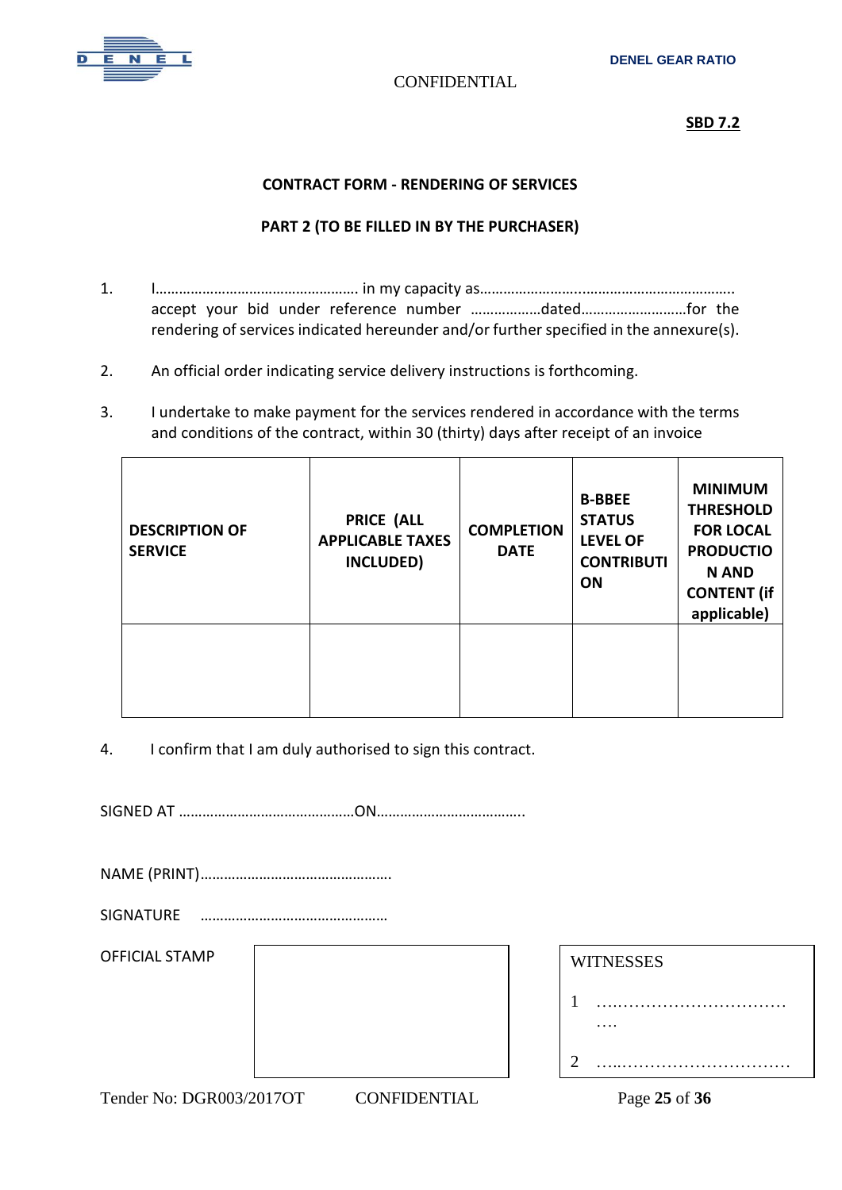**SBD 7.2**

**CONTRACT FORM - RENDERING OF SERVICES**

**PART 2 (TO BE FILLED IN BY THE PURCHASER)**

1. I…………………………………………… in my capacity as……………………..……………………………… accept your bid under reference number ………………dated………………………for the rendering of services indicated hereunder and/or further specified in the annexure(s).

2. An official order indicating service delivery instructions is forthcoming.

3. I undertake to make payment for the services rendered in accordance with the terms and conditions of the contract, within 30 (thirty) days after receipt of an invoice

| DESCRIPTION OF SERVICE | PRICE (ALL APPLICABLE TAXES INCLUDED) | COMPLETION DATE | B-BBEE STATUS LEVEL OF CONTRIBUTION | MINIMUM THRESHOLD FOR LOCAL PRODUCTION AND CONTENT (if applicable) |
|---|---|---|---|---|
| | | | | |

4. I confirm that I am duly authorised to sign this contract.

SIGNED AT ………………………………………ON………………………………..

NAME (PRINT)………………………………………….

SIGNATURE …………………………………………

OFFICIAL STAMP

WITNESSES

1 …..……………………………….

2 …..…………………………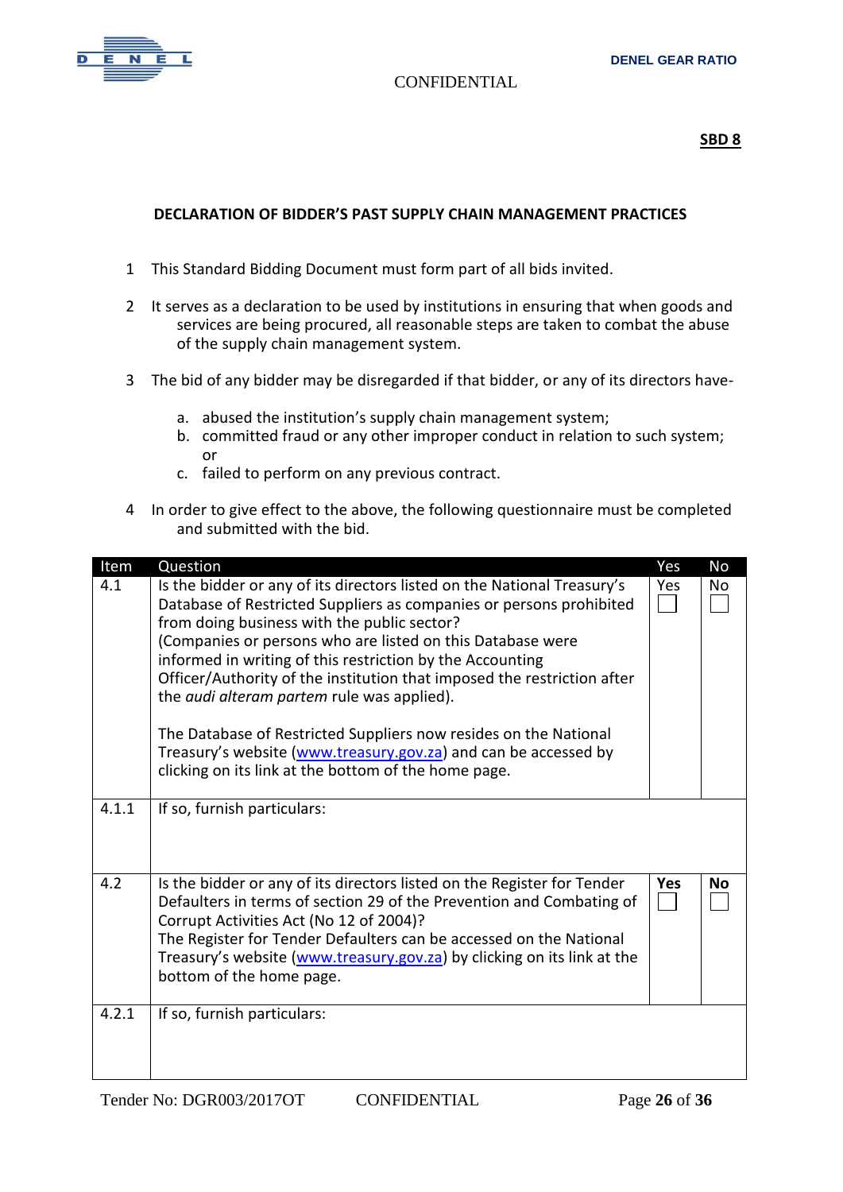**SBD 8**

### DECLARATION OF BIDDER'S PAST SUPPLY CHAIN MANAGEMENT PRACTICES

1 This Standard Bidding Document must form part of all bids invited.

2 It serves as a declaration to be used by institutions in ensuring that when goods and services are being procured, all reasonable steps are taken to combat the abuse of the supply chain management system.

3 The bid of any bidder may be disregarded if that bidder, or any of its directors have-

   a. abused the institution's supply chain management system;
   b. committed fraud or any other improper conduct in relation to such system; or
   c. failed to perform on any previous contract.

4 In order to give effect to the above, the following questionnaire must be completed and submitted with the bid.

| Item | Question | Yes | No |
|---|---|---|---|
| 4.1 | Is the bidder or any of its directors listed on the National Treasury's Database of Restricted Suppliers as companies or persons prohibited from doing business with the public sector?<br>(Companies or persons who are listed on this Database were informed in writing of this restriction by the Accounting Officer/Authority of the institution that imposed the restriction after the *audi alteram partem* rule was applied).<br><br>The Database of Restricted Suppliers now resides on the National Treasury's website (www.treasury.gov.za) and can be accessed by clicking on its link at the bottom of the home page. | Yes ☐ | No ☐ |
| 4.1.1 | If so, furnish particulars: | | |
| 4.2 | Is the bidder or any of its directors listed on the Register for Tender Defaulters in terms of section 29 of the Prevention and Combating of Corrupt Activities Act (No 12 of 2004)?<br>The Register for Tender Defaulters can be accessed on the National Treasury's website (www.treasury.gov.za) by clicking on its link at the bottom of the home page. | **Yes** ☐ | **No** ☐ |
| 4.2.1 | If so, furnish particulars: | | |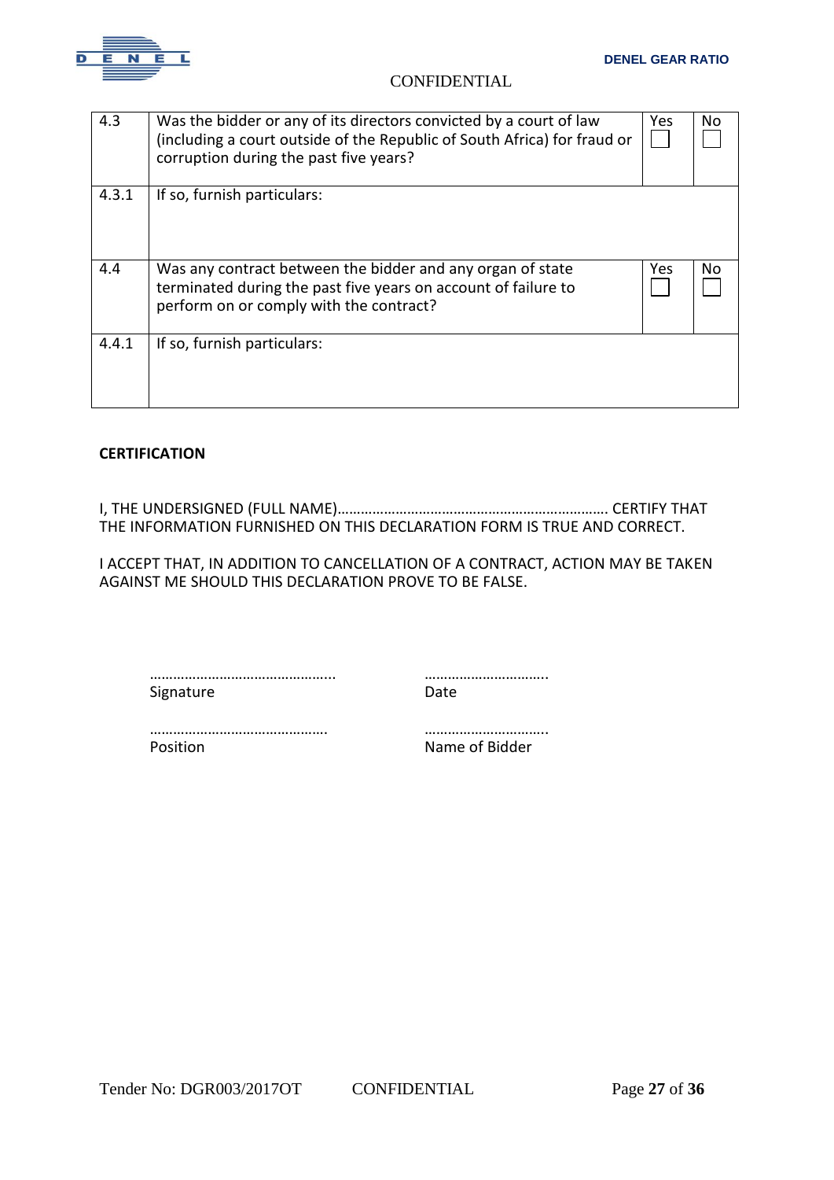| 4.3 | Was the bidder or any of its directors convicted by a court of law (including a court outside of the Republic of South Africa) for fraud or corruption during the past five years? | Yes ☐ | No ☐ |
|---|---|---|---|
| 4.3.1 | If so, furnish particulars: | | |
| 4.4 | Was any contract between the bidder and any organ of state terminated during the past five years on account of failure to perform on or comply with the contract? | Yes ☐ | No ☐ |
| 4.4.1 | If so, furnish particulars: | | |

**CERTIFICATION**

I, THE UNDERSIGNED (FULL NAME)…………………………………………………………… CERTIFY THAT THE INFORMATION FURNISHED ON THIS DECLARATION FORM IS TRUE AND CORRECT.

I ACCEPT THAT, IN ADDITION TO CANCELLATION OF A CONTRACT, ACTION MAY BE TAKEN AGAINST ME SHOULD THIS DECLARATION PROVE TO BE FALSE.

………………………………………..
Signature

…………………………..
Date

……………………………………….
Position

…………………………..
Name of Bidder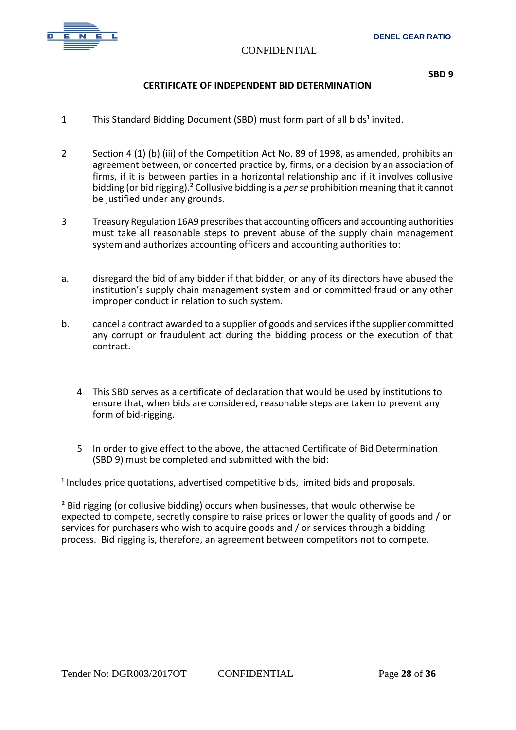**SBD 9**

## CERTIFICATE OF INDEPENDENT BID DETERMINATION

1 This Standard Bidding Document (SBD) must form part of all bids[1] invited.

2 Section 4 (1) (b) (iii) of the Competition Act No. 89 of 1998, as amended, prohibits an agreement between, or concerted practice by, firms, or a decision by an association of firms, if it is between parties in a horizontal relationship and if it involves collusive bidding (or bid rigging).[2] Collusive bidding is a *per se* prohibition meaning that it cannot be justified under any grounds.

3 Treasury Regulation 16A9 prescribes that accounting officers and accounting authorities must take all reasonable steps to prevent abuse of the supply chain management system and authorizes accounting officers and accounting authorities to:

a. disregard the bid of any bidder if that bidder, or any of its directors have abused the institution's supply chain management system and or committed fraud or any other improper conduct in relation to such system.

b. cancel a contract awarded to a supplier of goods and services if the supplier committed any corrupt or fraudulent act during the bidding process or the execution of that contract.

4 This SBD serves as a certificate of declaration that would be used by institutions to ensure that, when bids are considered, reasonable steps are taken to prevent any form of bid-rigging.

5 In order to give effect to the above, the attached Certificate of Bid Determination (SBD 9) must be completed and submitted with the bid:

[1] Includes price quotations, advertised competitive bids, limited bids and proposals.

[2] Bid rigging (or collusive bidding) occurs when businesses, that would otherwise be expected to compete, secretly conspire to raise prices or lower the quality of goods and / or services for purchasers who wish to acquire goods and / or services through a bidding process. Bid rigging is, therefore, an agreement between competitors not to compete.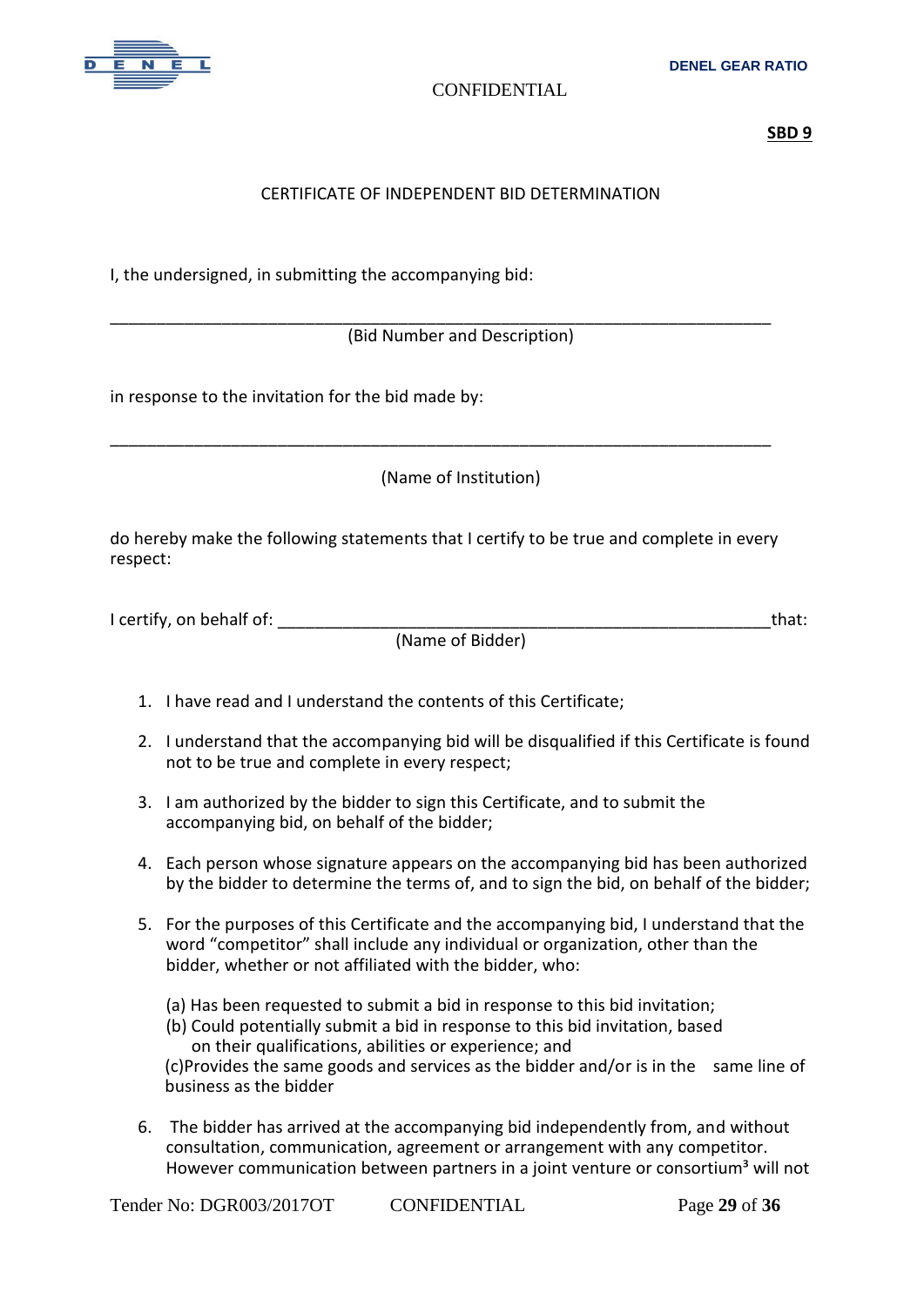**SBD 9**

CERTIFICATE OF INDEPENDENT BID DETERMINATION

I, the undersigned, in submitting the accompanying bid:

_________________________________________________________________________

(Bid Number and Description)

in response to the invitation for the bid made by:

_________________________________________________________________________

(Name of Institution)

do hereby make the following statements that I certify to be true and complete in every respect:

I certify, on behalf of: _______________________________________________________that:

(Name of Bidder)

1. I have read and I understand the contents of this Certificate;
2. I understand that the accompanying bid will be disqualified if this Certificate is found not to be true and complete in every respect;
3. I am authorized by the bidder to sign this Certificate, and to submit the accompanying bid, on behalf of the bidder;
4. Each person whose signature appears on the accompanying bid has been authorized by the bidder to determine the terms of, and to sign the bid, on behalf of the bidder;
5. For the purposes of this Certificate and the accompanying bid, I understand that the word "competitor" shall include any individual or organization, other than the bidder, whether or not affiliated with the bidder, who:

   (a) Has been requested to submit a bid in response to this bid invitation;
   (b) Could potentially submit a bid in response to this bid invitation, based on their qualifications, abilities or experience; and
   (c)Provides the same goods and services as the bidder and/or is in the same line of business as the bidder

6. The bidder has arrived at the accompanying bid independently from, and without consultation, communication, agreement or arrangement with any competitor. However communication between partners in a joint venture or consortium[3] will not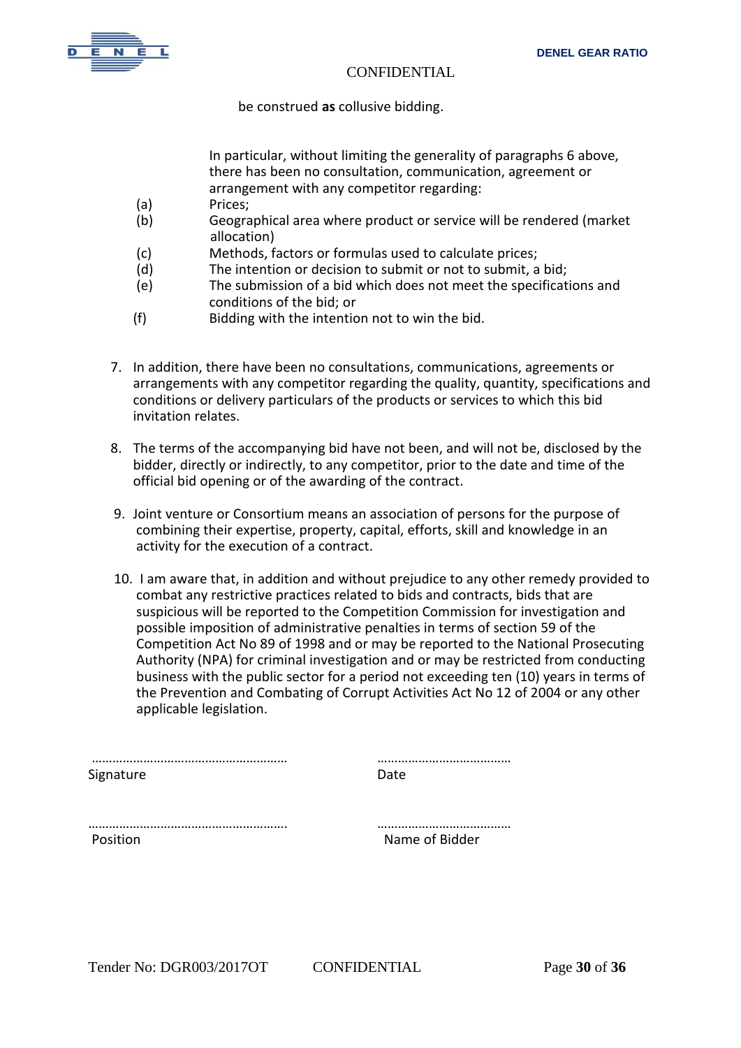be construed **as** collusive bidding.

In particular, without limiting the generality of paragraphs 6 above, there has been no consultation, communication, agreement or arrangement with any competitor regarding:

(a) Prices;

(b) Geographical area where product or service will be rendered (market allocation)

(c) Methods, factors or formulas used to calculate prices;

(d) The intention or decision to submit or not to submit, a bid;

(e) The submission of a bid which does not meet the specifications and conditions of the bid; or

(f) Bidding with the intention not to win the bid.

7. In addition, there have been no consultations, communications, agreements or arrangements with any competitor regarding the quality, quantity, specifications and conditions or delivery particulars of the products or services to which this bid invitation relates.

8. The terms of the accompanying bid have not been, and will not be, disclosed by the bidder, directly or indirectly, to any competitor, prior to the date and time of the official bid opening or of the awarding of the contract.

9. Joint venture or Consortium means an association of persons for the purpose of combining their expertise, property, capital, efforts, skill and knowledge in an activity for the execution of a contract.

10. I am aware that, in addition and without prejudice to any other remedy provided to combat any restrictive practices related to bids and contracts, bids that are suspicious will be reported to the Competition Commission for investigation and possible imposition of administrative penalties in terms of section 59 of the Competition Act No 89 of 1998 and or may be reported to the National Prosecuting Authority (NPA) for criminal investigation and or may be restricted from conducting business with the public sector for a period not exceeding ten (10) years in terms of the Prevention and Combating of Corrupt Activities Act No 12 of 2004 or any other applicable legislation.

| | |
|---|---|
| ………………………………………………… | ………………………………… |
| Signature | Date |
| …………………………………………………. | ………………………………… |
| Position | Name of Bidder |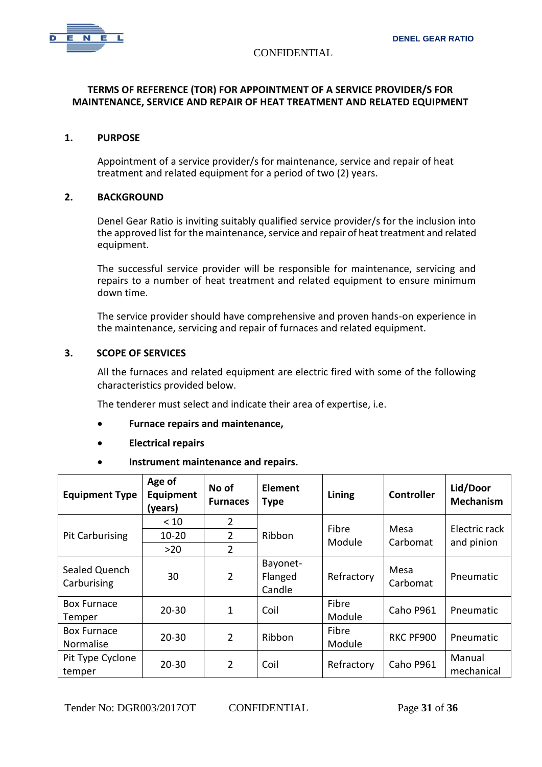CONFIDENTIAL

## TERMS OF REFERENCE (TOR) FOR APPOINTMENT OF A SERVICE PROVIDER/S FOR MAINTENANCE, SERVICE AND REPAIR OF HEAT TREATMENT AND RELATED EQUIPMENT

### 1. PURPOSE

Appointment of a service provider/s for maintenance, service and repair of heat treatment and related equipment for a period of two (2) years.

### 2. BACKGROUND

Denel Gear Ratio is inviting suitably qualified service provider/s for the inclusion into the approved list for the maintenance, service and repair of heat treatment and related equipment.

The successful service provider will be responsible for maintenance, servicing and repairs to a number of heat treatment and related equipment to ensure minimum down time.

The service provider should have comprehensive and proven hands-on experience in the maintenance, servicing and repair of furnaces and related equipment.

### 3. SCOPE OF SERVICES

All the furnaces and related equipment are electric fired with some of the following characteristics provided below.

The tenderer must select and indicate their area of expertise, i.e.

- **Furnace repairs and maintenance,**
- **Electrical repairs**
- **Instrument maintenance and repairs.**

| Equipment Type | Age of Equipment (years) | No of Furnaces | Element Type | Lining | Controller | Lid/Door Mechanism |
|---|---|---|---|---|---|---|
| Pit Carburising | < 10 | 2 | Ribbon | Fibre Module | Mesa Carbomat | Electric rack and pinion |
| | 10-20 | 2 | | | | |
| | >20 | 2 | | | | |
| Sealed Quench Carburising | 30 | 2 | Bayonet-Flanged Candle | Refractory | Mesa Carbomat | Pneumatic |
| Box Furnace Temper | 20-30 | 1 | Coil | Fibre Module | Caho P961 | Pneumatic |
| Box Furnace Normalise | 20-30 | 2 | Ribbon | Fibre Module | RKC PF900 | Pneumatic |
| Pit Type Cyclone temper | 20-30 | 2 | Coil | Refractory | Caho P961 | Manual mechanical |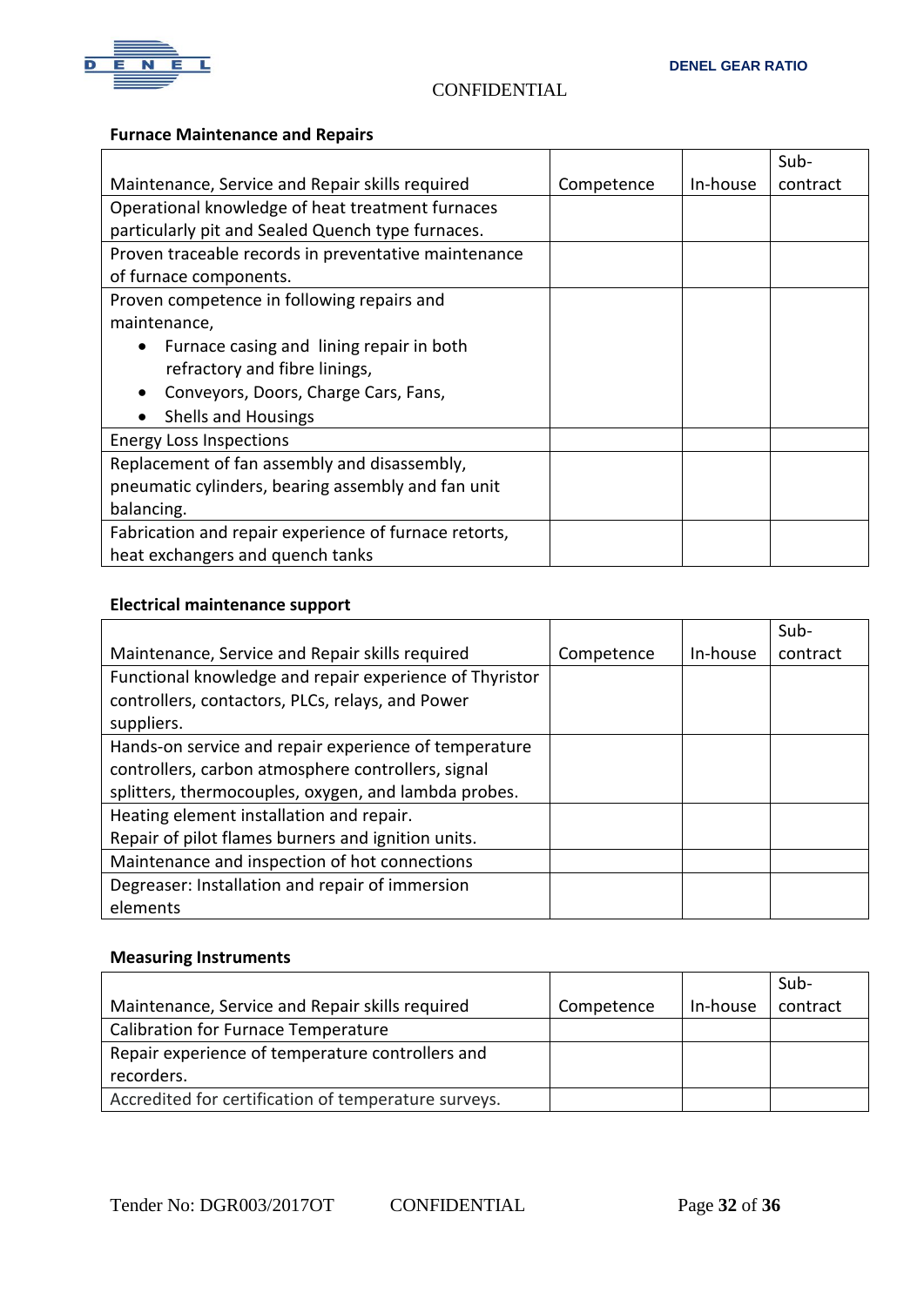**Furnace Maintenance and Repairs**

| Maintenance, Service and Repair skills required | Competence | In-house | Sub-contract |
|---|---|---|---|
| Operational knowledge of heat treatment furnaces particularly pit and Sealed Quench type furnaces. | | | |
| Proven traceable records in preventative maintenance of furnace components. | | | |
| Proven competence in following repairs and maintenance,<br>• Furnace casing and lining repair in both refractory and fibre linings,<br>• Conveyors, Doors, Charge Cars, Fans,<br>• Shells and Housings | | | |
| Energy Loss Inspections | | | |
| Replacement of fan assembly and disassembly, pneumatic cylinders, bearing assembly and fan unit balancing. | | | |
| Fabrication and repair experience of furnace retorts, heat exchangers and quench tanks | | | |

**Electrical maintenance support**

| Maintenance, Service and Repair skills required | Competence | In-house | Sub-contract |
|---|---|---|---|
| Functional knowledge and repair experience of Thyristor controllers, contactors, PLCs, relays, and Power suppliers. | | | |
| Hands-on service and repair experience of temperature controllers, carbon atmosphere controllers, signal splitters, thermocouples, oxygen, and lambda probes. | | | |
| Heating element installation and repair.<br>Repair of pilot flames burners and ignition units. | | | |
| Maintenance and inspection of hot connections | | | |
| Degreaser: Installation and repair of immersion elements | | | |

**Measuring Instruments**

| Maintenance, Service and Repair skills required | Competence | In-house | Sub-contract |
|---|---|---|---|
| Calibration for Furnace Temperature | | | |
| Repair experience of temperature controllers and recorders. | | | |
| Accredited for certification of temperature surveys. | | | |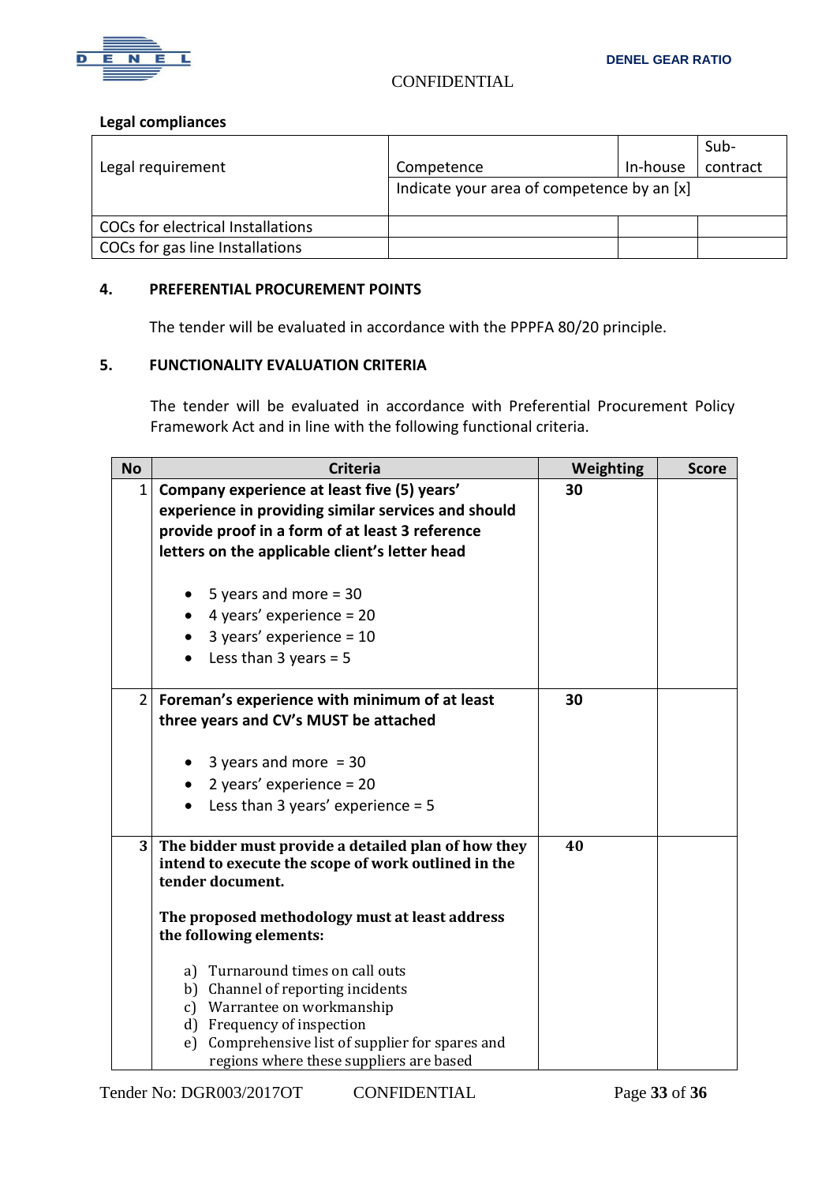**Legal compliances**

| Legal requirement | Competence | In-house | Sub-contract |
|---|---|---|---|
| | Indicate your area of competence by an [x] | | |
| COCs for electrical Installations | | | |
| COCs for gas line Installations | | | |

## 4. PREFERENTIAL PROCUREMENT POINTS

The tender will be evaluated in accordance with the PPPFA 80/20 principle.

## 5. FUNCTIONALITY EVALUATION CRITERIA

The tender will be evaluated in accordance with Preferential Procurement Policy Framework Act and in line with the following functional criteria.

| No | Criteria | Weighting | Score |
|---|---|---|---|
| 1 | **Company experience at least five (5) years' experience in providing similar services and should provide proof in a form of at least 3 reference letters on the applicable client's letter head**<br><br>• 5 years and more = 30<br>• 4 years' experience = 20<br>• 3 years' experience = 10<br>• Less than 3 years = 5 | **30** | |
| 2 | **Foreman's experience with minimum of at least three years and CV's MUST be attached**<br><br>• 3 years and more = 30<br>• 2 years' experience = 20<br>• Less than 3 years' experience = 5 | **30** | |
| 3 | **The bidder must provide a detailed plan of how they intend to execute the scope of work outlined in the tender document.**<br><br>**The proposed methodology must at least address the following elements:**<br><br>a) Turnaround times on call outs<br>b) Channel of reporting incidents<br>c) Warrantee on workmanship<br>d) Frequency of inspection<br>e) Comprehensive list of supplier for spares and regions where these suppliers are based | **40** | |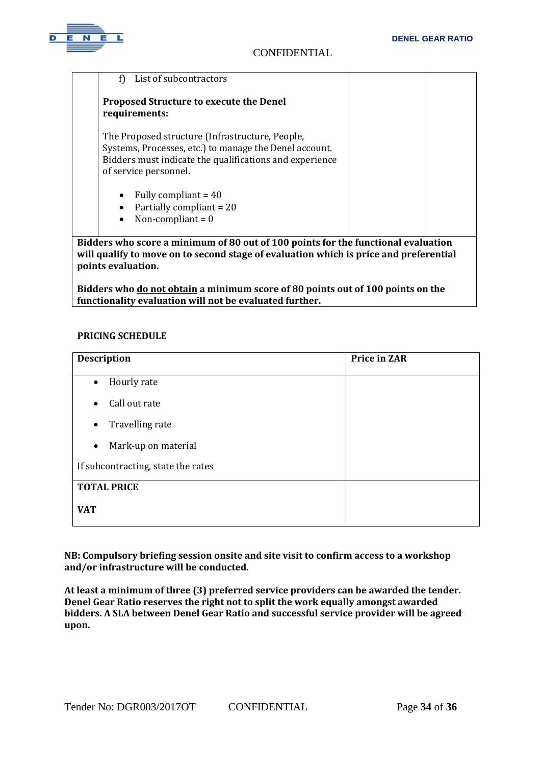| | | | |
|---|---|---|---|
| | f) List of subcontractors<br><br>**Proposed Structure to execute the Denel requirements:**<br><br>The Proposed structure (Infrastructure, People, Systems, Processes, etc.) to manage the Denel account. Bidders must indicate the qualifications and experience of service personnel.<br><br>• Fully compliant = 40<br>• Partially compliant = 20<br>• Non-compliant = 0 | | |
| **Bidders who score a minimum of 80 out of 100 points for the functional evaluation will qualify to move on to second stage of evaluation which is price and preferential points evaluation.**<br><br>**Bidders who <u>do not obtain</u> a minimum score of 80 points out of 100 points on the functionality evaluation will not be evaluated further.** | | | |

**PRICING SCHEDULE**

| Description | Price in ZAR |
|---|---|
| • Hourly rate<br>• Call out rate<br>• Travelling rate<br>• Mark-up on material<br><br>If subcontracting, state the rates | |
| **TOTAL PRICE**<br><br>**VAT** | |

**NB: Compulsory briefing session onsite and site visit to confirm access to a workshop and/or infrastructure will be conducted.**

**At least a minimum of three (3) preferred service providers can be awarded the tender. Denel Gear Ratio reserves the right not to split the work equally amongst awarded bidders. A SLA between Denel Gear Ratio and successful service provider will be agreed upon.**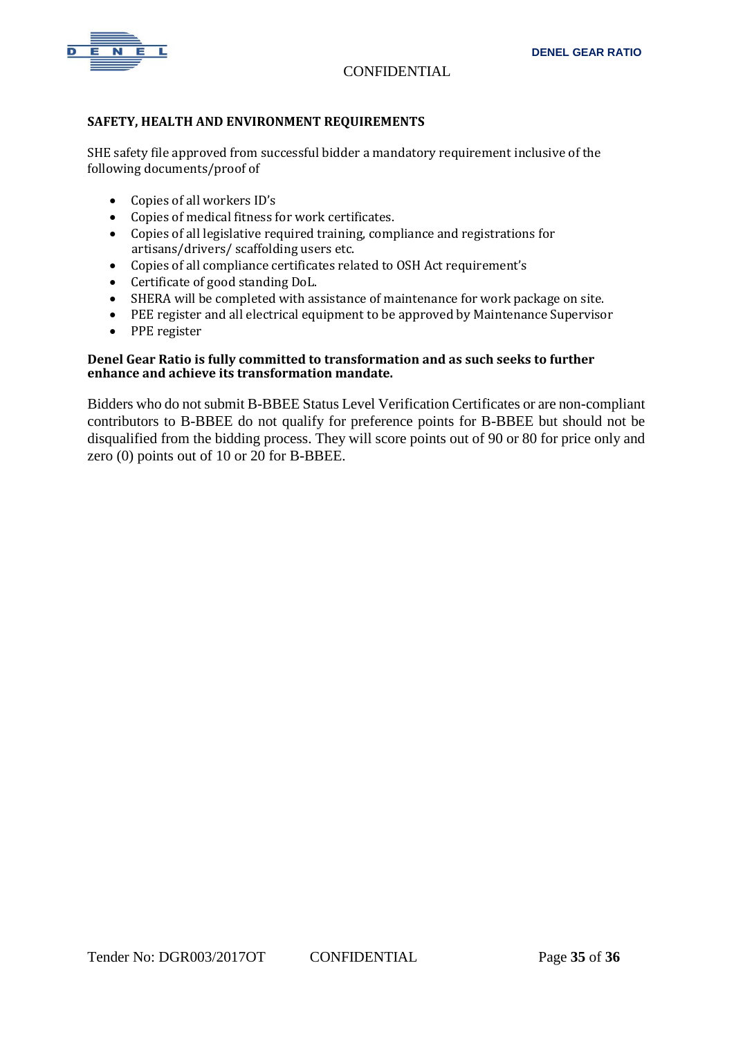**SAFETY, HEALTH AND ENVIRONMENT REQUIREMENTS**

SHE safety file approved from successful bidder a mandatory requirement inclusive of the following documents/proof of

- Copies of all workers ID's
- Copies of medical fitness for work certificates.
- Copies of all legislative required training, compliance and registrations for artisans/drivers/ scaffolding users etc.
- Copies of all compliance certificates related to OSH Act requirement's
- Certificate of good standing DoL.
- SHERA will be completed with assistance of maintenance for work package on site.
- PEE register and all electrical equipment to be approved by Maintenance Supervisor
- PPE register

**Denel Gear Ratio is fully committed to transformation and as such seeks to further enhance and achieve its transformation mandate.**

Bidders who do not submit B-BBEE Status Level Verification Certificates or are non-compliant contributors to B-BBEE do not qualify for preference points for B-BBEE but should not be disqualified from the bidding process. They will score points out of 90 or 80 for price only and zero (0) points out of 10 or 20 for B-BBEE.